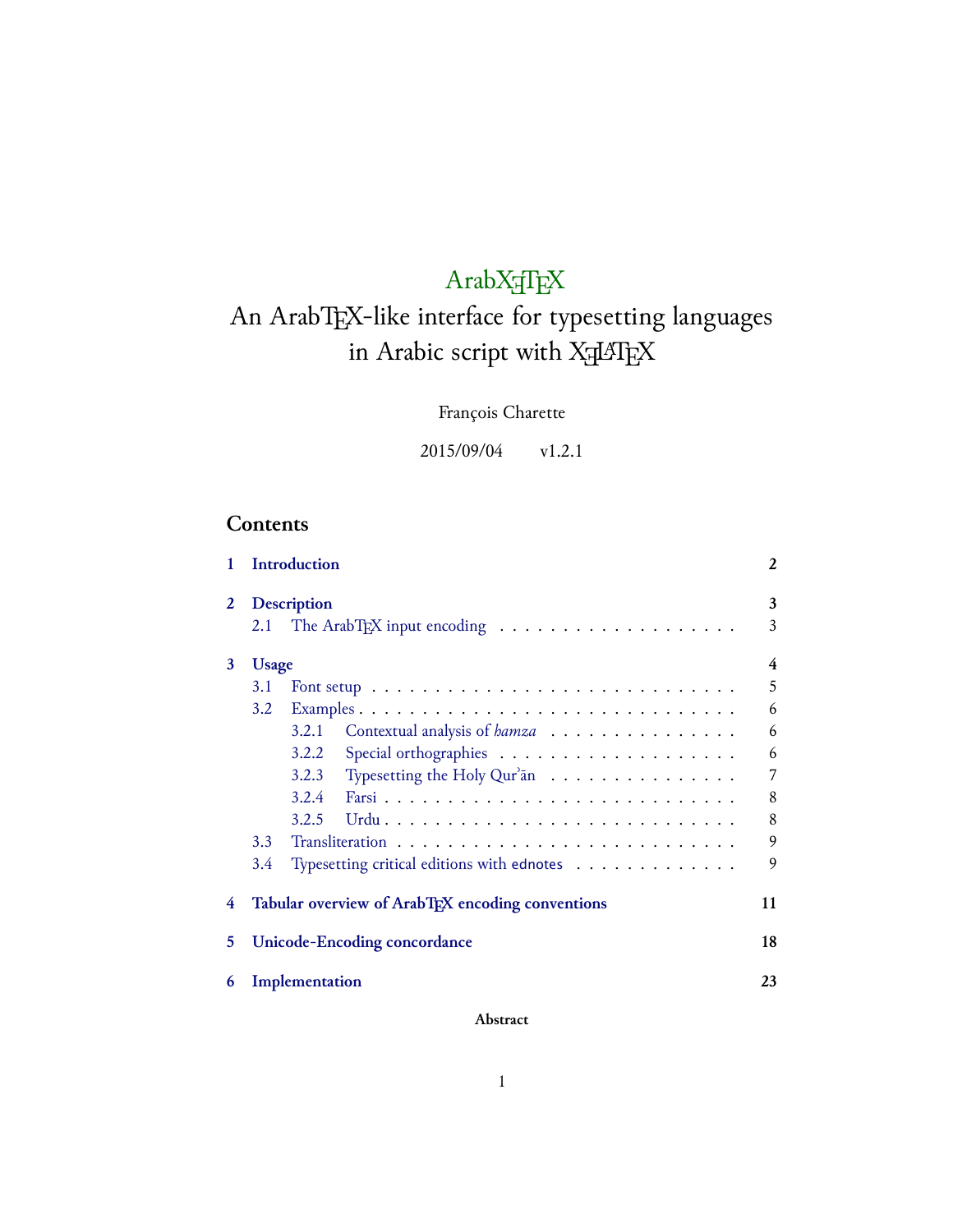# ArabXeTeX

## An ArabTeX-like interface for typesetting languages in Arabic script with XeLaTeX

François Charette

2015/09/04 v1.2.1

## Contents

| | | |
|---|---|---|
| **1** | **Introduction** | **2** |
| **2** | **Description** | **3** |
| 2.1 | The ArabTeX input encoding | 3 |
| **3** | **Usage** | **4** |
| 3.1 | Font setup | 5 |
| 3.2 | Examples | 6 |
| 3.2.1 | Contextual analysis of *hamza* | 6 |
| 3.2.2 | Special orthographies | 6 |
| 3.2.3 | Typesetting the Holy Qurʾān | 7 |
| 3.2.4 | Farsi | 8 |
| 3.2.5 | Urdu | 8 |
| 3.3 | Transliteration | 9 |
| 3.4 | Typesetting critical editions with ednotes | 9 |
| **4** | **Tabular overview of ArabTeX encoding conventions** | **11** |
| **5** | **Unicode-Encoding concordance** | **18** |
| **6** | **Implementation** | **23** |

**Abstract**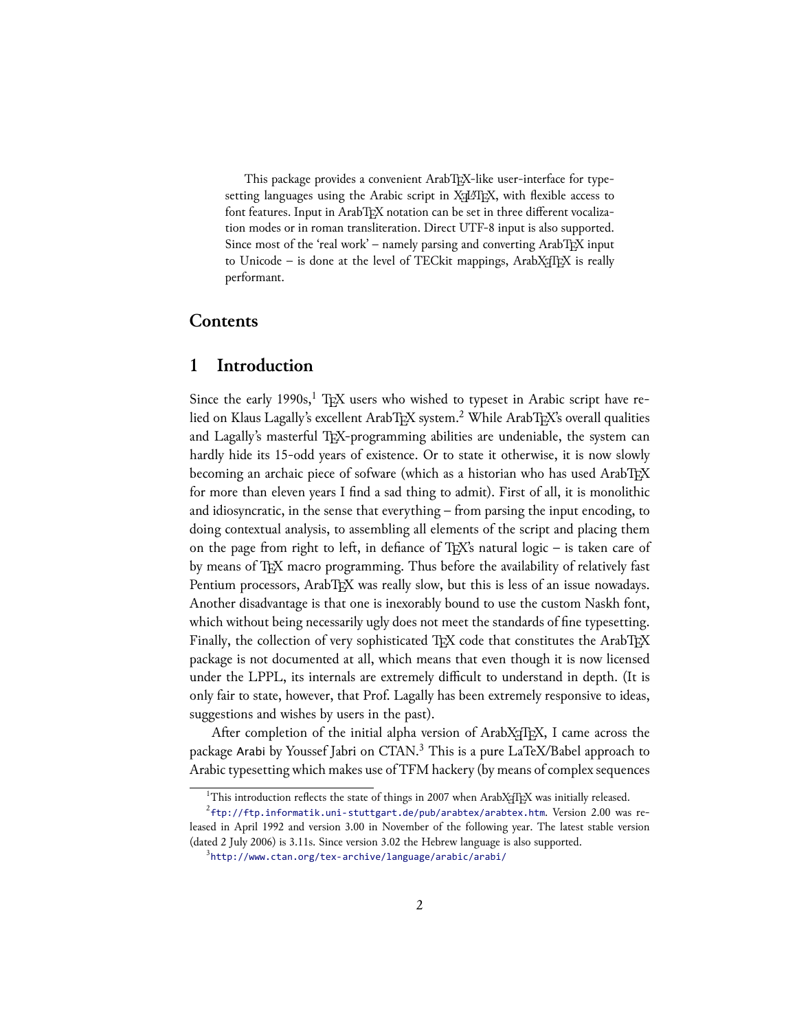This package provides a convenient ArabTeX-like user-interface for typesetting languages using the Arabic script in XeLaTeX, with flexible access to font features. Input in ArabTeX notation can be set in three different vocalization modes or in roman transliteration. Direct UTF-8 input is also supported. Since most of the 'real work' – namely parsing and converting ArabTeX input to Unicode – is done at the level of TECkit mappings, ArabXeTeX is really performant.

## Contents

## 1 Introduction

Since the early 1990s,[1] TeX users who wished to typeset in Arabic script have relied on Klaus Lagally's excellent ArabTeX system.[2] While ArabTeX's overall qualities and Lagally's masterful TeX-programming abilities are undeniable, the system can hardly hide its 15-odd years of existence. Or to state it otherwise, it is now slowly becoming an archaic piece of sofware (which as a historian who has used ArabTeX for more than eleven years I find a sad thing to admit). First of all, it is monolithic and idiosyncratic, in the sense that everything – from parsing the input encoding, to doing contextual analysis, to assembling all elements of the script and placing them on the page from right to left, in defiance of TeX's natural logic – is taken care of by means of TeX macro programming. Thus before the availability of relatively fast Pentium processors, ArabTeX was really slow, but this is less of an issue nowadays. Another disadvantage is that one is inexorably bound to use the custom Naskh font, which without being necessarily ugly does not meet the standards of fine typesetting. Finally, the collection of very sophisticated TeX code that constitutes the ArabTeX package is not documented at all, which means that even though it is now licensed under the LPPL, its internals are extremely difficult to understand in depth. (It is only fair to state, however, that Prof. Lagally has been extremely responsive to ideas, suggestions and wishes by users in the past).

After completion of the initial alpha version of ArabXeTeX, I came across the package `Arabi` by Youssef Jabri on CTAN.[3] This is a pure LaTeX/Babel approach to Arabic typesetting which makes use of TFM hackery (by means of complex sequences

---

[1] This introduction reflects the state of things in 2007 when ArabXeTeX was initially released.

[2] `ftp://ftp.informatik.uni-stuttgart.de/pub/arabtex/arabtex.htm`. Version 2.00 was released in April 1992 and version 3.00 in November of the following year. The latest stable version (dated 2 July 2006) is 3.11s. Since version 3.02 the Hebrew language is also supported.

[3] `http://www.ctan.org/tex-archive/language/arabic/arabi/`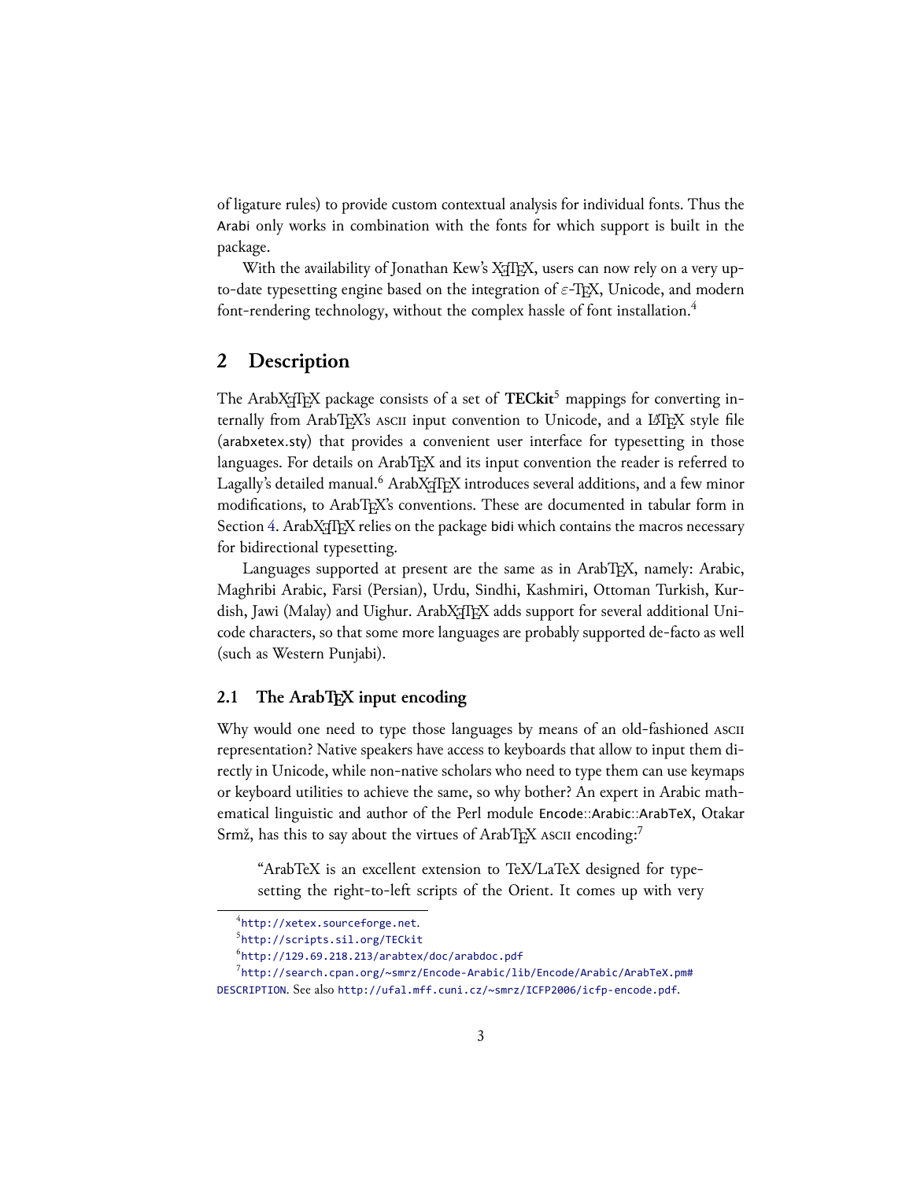of ligature rules) to provide custom contextual analysis for individual fonts. Thus the Arabi only works in combination with the fonts for which support is built in the package.

With the availability of Jonathan Kew's XeTeX, users can now rely on a very up-to-date typesetting engine based on the integration of $\varepsilon$-TeX, Unicode, and modern font-rendering technology, without the complex hassle of font installation.[4]

## 2 Description

The ArabXeTeX package consists of a set of **TECkit**[5] mappings for converting internally from ArabTeX's ASCII input convention to Unicode, and a LaTeX style file (arabxetex.sty) that provides a convenient user interface for typesetting in those languages. For details on ArabTeX and its input convention the reader is referred to Lagally's detailed manual.[6] ArabXeTeX introduces several additions, and a few minor modifications, to ArabTeX's conventions. These are documented in tabular form in Section 4. ArabXeTeX relies on the package bidi which contains the macros necessary for bidirectional typesetting.

Languages supported at present are the same as in ArabTeX, namely: Arabic, Maghribi Arabic, Farsi (Persian), Urdu, Sindhi, Kashmiri, Ottoman Turkish, Kurdish, Jawi (Malay) and Uighur. ArabXeTeX adds support for several additional Unicode characters, so that some more languages are probably supported de-facto as well (such as Western Punjabi).

### 2.1 The ArabTeX input encoding

Why would one need to type those languages by means of an old-fashioned ASCII representation? Native speakers have access to keyboards that allow to input them directly in Unicode, while non-native scholars who need to type them can use keymaps or keyboard utilities to achieve the same, so why bother? An expert in Arabic mathematical linguistic and author of the Perl module Encode::Arabic::ArabTeX, Otakar Srmž, has this to say about the virtues of ArabTeX ASCII encoding:[7]

> "ArabTeX is an excellent extension to TeX/LaTeX designed for typesetting the right-to-left scripts of the Orient. It comes up with very

---

[4] http://xetex.sourceforge.net.

[5] http://scripts.sil.org/TECkit

[6] http://129.69.218.213/arabtex/doc/arabdoc.pdf

[7] http://search.cpan.org/~smrz/Encode-Arabic/lib/Encode/Arabic/ArabTeX.pm#DESCRIPTION. See also http://ufal.mff.cuni.cz/~smrz/ICFP2006/icfp-encode.pdf.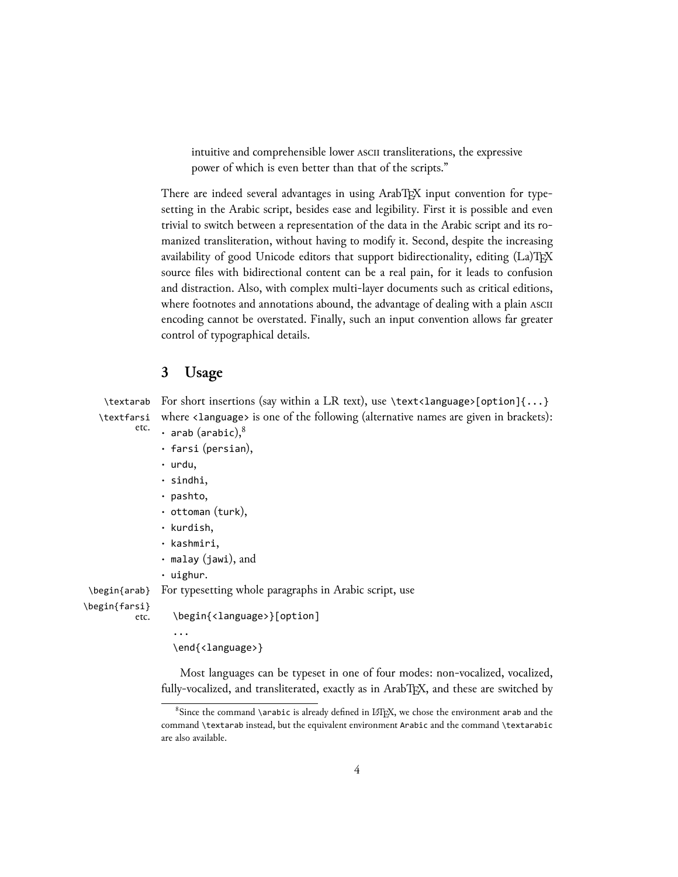intuitive and comprehensible lower ASCII transliterations, the expressive power of which is even better than that of the scripts."

There are indeed several advantages in using ArabTEX input convention for typesetting in the Arabic script, besides ease and legibility. First it is possible and even trivial to switch between a representation of the data in the Arabic script and its romanized transliteration, without having to modify it. Second, despite the increasing availability of good Unicode editors that support bidirectionality, editing (La)TEX source files with bidirectional content can be a real pain, for it leads to confusion and distraction. Also, with complex multi-layer documents such as critical editions, where footnotes and annotations abound, the advantage of dealing with a plain ASCII encoding cannot be overstated. Finally, such an input convention allows far greater control of typographical details.

## 3 Usage

`\textarab` `\textfarsi` etc.

For short insertions (say within a LR text), use `\text<language>[option]{...}` where `<language>` is one of the following (alternative names are given in brackets):

- `arab` (`arabic`),[8]
- `farsi` (`persian`),
- `urdu`,
- `sindhi`,
- `pashto`,
- `ottoman` (`turk`),
- `kurdish`,
- `kashmiri`,
- `malay` (`jawi`), and
- `uighur`.

`\begin{arab}` `\begin{farsi}` etc.

For typesetting whole paragraphs in Arabic script, use

```
\begin{<language>}[option]
...
\end{<language>}
```

Most languages can be typeset in one of four modes: non-vocalized, vocalized, fully-vocalized, and transliterated, exactly as in ArabTEX, and these are switched by

[8] Since the command `\arabic` is already defined in LATEX, we chose the environment `arab` and the command `\textarab` instead, but the equivalent environment `Arabic` and the command `\textarabic` are also available.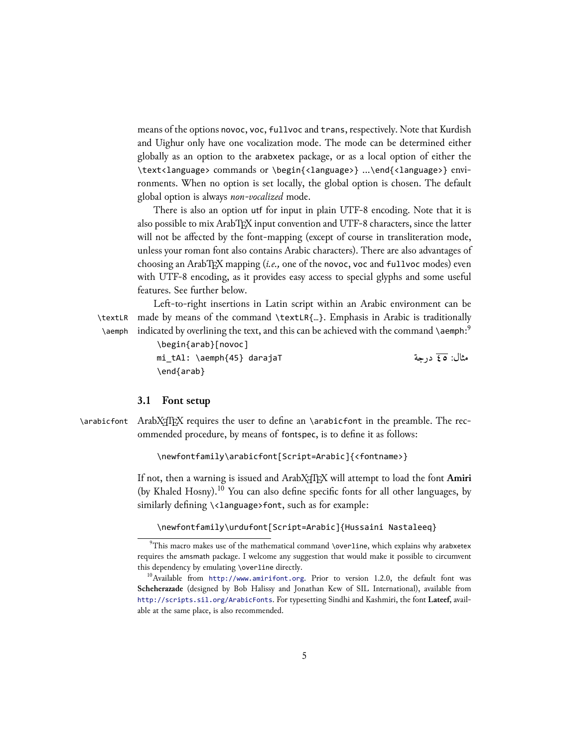means of the options novoc, voc, fullvoc and trans, respectively. Note that Kurdish and Uighur only have one vocalization mode. The mode can be determined either globally as an option to the arabxetex package, or as a local option of either the \text<language> commands or \begin{<language>} ...\end{<language>} environments. When no option is set locally, the global option is chosen. The default global option is always *non-vocalized* mode.

There is also an option utf for input in plain UTF-8 encoding. Note that it is also possible to mix ArabTEX input convention and UTF-8 characters, since the latter will not be affected by the font-mapping (except of course in transliteration mode, unless your roman font also contains Arabic characters). There are also advantages of choosing an ArabTEX mapping (*i.e.,* one of the novoc, voc and fullvoc modes) even with UTF-8 encoding, as it provides easy access to special glyphs and some useful features. See further below.

\textLR \aemph Left-to-right insertions in Latin script within an Arabic environment can be made by means of the command \textLR{...}. Emphasis in Arabic is traditionally indicated by overlining the text, and this can be achieved with the command \aemph:[9]

```
\begin{arab}[novoc]
mi_tAl: \aemph{45} darajaT
\end{arab}
```

مثال: ٤٥ درجة

### 3.1 Font setup

\arabicfont ArabXeTeX requires the user to define an \arabicfont in the preamble. The recommended procedure, by means of fontspec, is to define it as follows:

```
\newfontfamily\arabicfont[Script=Arabic]{<fontname>}
```

If not, then a warning is issued and ArabXeTeX will attempt to load the font **Amiri** (by Khaled Hosny).[10] You can also define specific fonts for all other languages, by similarly defining \<language>font, such as for example:

```
\newfontfamily\urdufont[Script=Arabic]{Hussaini Nastaleeq}
```

---

[9] This macro makes use of the mathematical command \overline, which explains why arabxetex requires the amsmath package. I welcome any suggestion that would make it possible to circumvent this dependency by emulating \overline directly.

[10] Available from http://www.amirifont.org. Prior to version 1.2.0, the default font was **Scheherazade** (designed by Bob Halissy and Jonathan Kew of SIL International), available from http://scripts.sil.org/ArabicFonts. For typesetting Sindhi and Kashmiri, the font **Lateef**, available at the same place, is also recommended.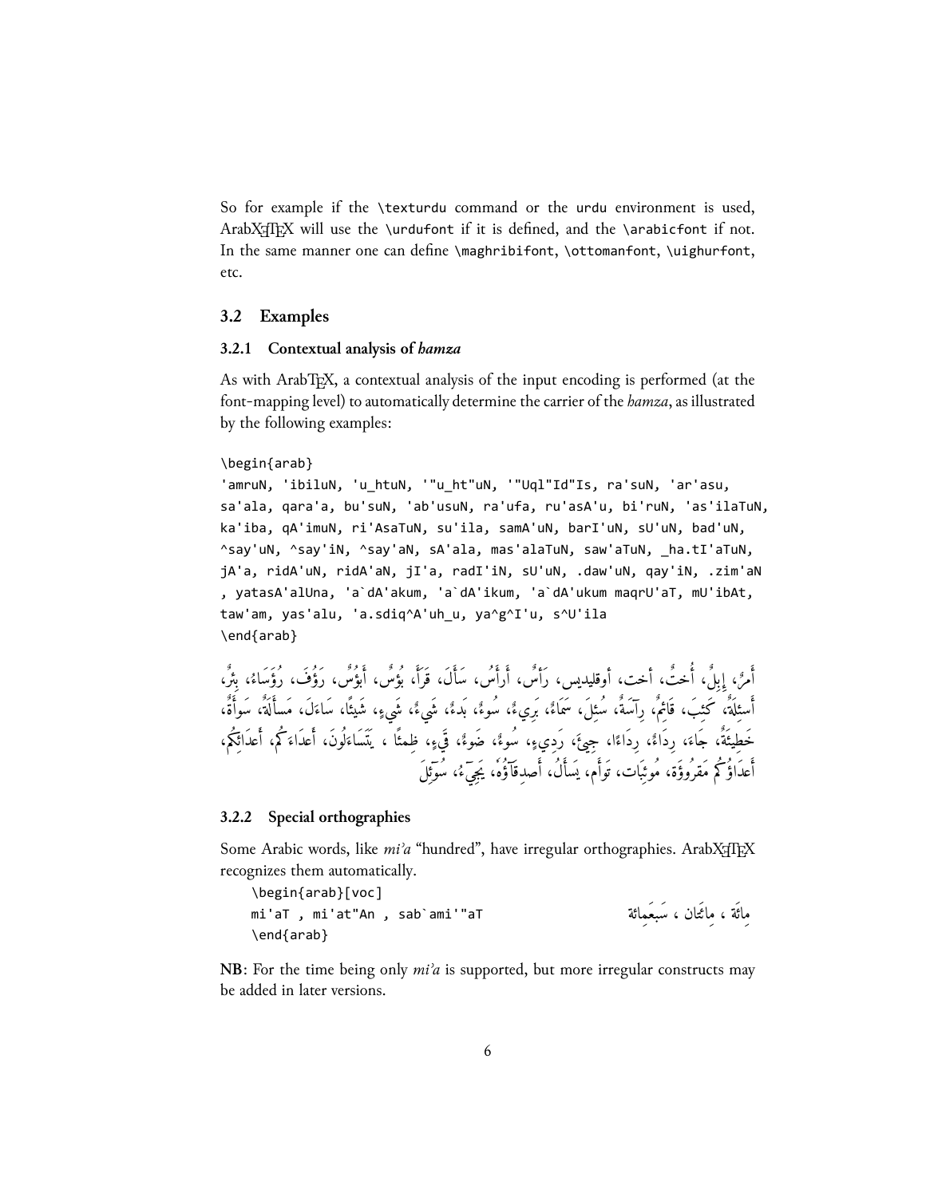So for example if the \texturdu command or the urdu environment is used, ArabXƎTEX will use the \urdufont if it is defined, and the \arabicfont if not. In the same manner one can define \maghribifont, \ottomanfont, \uighurfont, etc.

## 3.2 Examples

### 3.2.1 Contextual analysis of *hamza*

As with ArabTEX, a contextual analysis of the input encoding is performed (at the font-mapping level) to automatically determine the carrier of the *hamza*, as illustrated by the following examples:

```
\begin{arab}
'amruN, 'ibiluN, 'u_htuN, '"u_ht"uN, '"Uql"Id"Is, ra'suN, 'ar'asu,
sa'ala, qara'a, bu'suN, 'ab'usuN, ra'ufa, ru'asA'u, bi'ruN, 'as'ilaTuN,
ka'iba, qA'imuN, ri'AsaTuN, su'ila, samA'uN, barI'uN, sU'uN, bad'uN,
^say'uN, ^say'iN, ^say'aN, sA'ala, mas'alaTuN, saw'aTuN, _ha.tI'aTuN,
jA'a, ridA'uN, ridA'aN, jI'a, radI'iN, sU'uN, .daw'uN, qay'iN, .zim'aN
, yatasA'alUna, 'a`dA'akum, 'a`dA'ikum, 'a`dA'ukum maqrU'aT, mU'ibAt,
taw'am, yas'alu, 'a.sdiq^A'uh_u, ya^g^I'u, s^U'ila
\end{arab}
```

أَمرٌ، إِبِلٌ، أُختٌ، أخت، أوقليدِس، رَأسٌ، أَرأَسُ، سَأَلَ، قَرَأَ، بُؤسٌ، أَبؤُسٌ، رَؤُفَ، رُؤَسَاءُ، بِئرٌ، أَسئِلَةٌ، كَئِبَ، قَائِمٌ، رِئَاسَةٌ، سُئِلَ، سَمَاءٌ، بَرِيءٌ، سُوءٌ، بَدءٌ، شَيءٌ، شَيءٍ، شَيئًا، سَاءَلَ، مَسأَلَةٌ، سَوأَةٌ، خَطِيئَةٌ، جَاءَ، رِدَاءٌ، رِدَاءً، جِيءَ، رَدِيءٍ، سُوءٌ، ضَوءٌ، قَيءٍ، ظِمئًا ، يَتَسَاءَلُونَ، أَعدَاءَكُم، أَعدَائِكُم، أَعدَاؤُكُم مَقرُوءَة، مُوئِبَات، تَوأَم، يَسأَلُ، أَصدِقَاؤُهُ، يَجِيءُ، سُوئِلَ

### 3.2.2 Special orthographies

Some Arabic words, like *mi'a* "hundred", have irregular orthographies. ArabXƎTEX recognizes them automatically.

```
\begin{arab}[voc]
mi'aT , mi'at"An , sab`ami'"aT
\end{arab}
```

مِائَة ، مِائَتان ، سَبعَمِائة

**NB**: For the time being only *mi'a* is supported, but more irregular constructs may be added in later versions.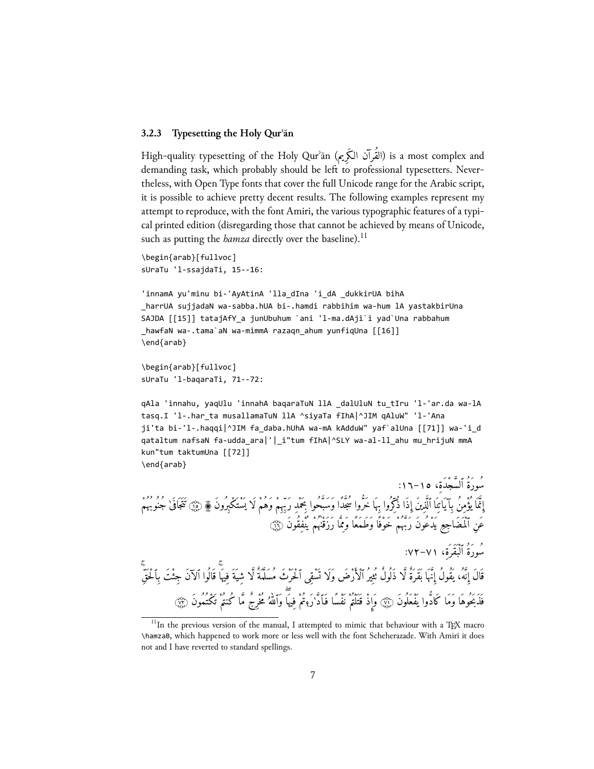### 3.2.3 Typesetting the Holy Qur'ān

High-quality typesetting of the Holy Qur'ān (القُرآن الكَرِيم) is a most complex and demanding task, which probably should be left to professional typesetters. Nevertheless, with Open Type fonts that cover the full Unicode range for the Arabic script, it is possible to achieve pretty decent results. The following examples represent my attempt to reproduce, with the font Amiri, the various typographic features of a typical printed edition (disregarding those that cannot be achieved by means of Unicode, such as putting the *hamza* directly over the baseline).[11]

```
\begin{arab}[fullvoc]
sUraTu 'l-ssajdaTi, 15--16:

'innamA yu'minu bi-'AyAtinA 'lla_dIna 'i_dA _dukkirUA bihA
_harrUA sujjadaN wa-sabba.hUA bi-.hamdi rabbihim wa-hum lA yastakbirUna
SAJDA [[15]] tatajAfY_a junUbuhum `ani 'l-ma.dAji`i yad`Una rabbahum
_hawfaN wa-.tama`aN wa-mimmA razaqn_ahum yunfiqUna [[16]]
\end{arab}

\begin{arab}[fullvoc]
sUraTu 'l-baqaraTi, 71--72:

qAla 'innahu, yaqUlu 'innahA baqaraTuN llA _dalUluN tu_tIru 'l-'ar.da wa-lA
tasq.I 'l-.har_ta musallamaTuN llA ^siyaTa fIhA|^JIM qAluW" 'l-'Ana
ji'ta bi-'l-.haqqi|^JIM fa_daba.hUhA wa-mA kAdduW" yaf`alUna [[71]] wa-'i_d
qataltum nafsaN fa-udda_ara|'|_i"tum fIhA|^SLY wa-al-ll_ahu mu_hrijuN mmA
kun"tum taktumUna [[72]]
\end{arab}
```

سُورَةُ ٱلسَّجْدَةِ، ١٥–١٦:

إِنَّمَا يُؤْمِنُ بِآيَاتِنَا ٱلَّذِينَ إِذَا ذُكِّرُوا بِهَا خَرُّوا سُجَّدًا وَسَبَّحُوا بِحَمْدِ رَبِّهِمْ وَهُمْ لَا يَسْتَكْبِرُونَ ۩ ﴿١٥﴾ تَتَجَافَىٰ جُنُوبُهُمْ عَنِ ٱلْمَضَاجِعِ يَدْعُونَ رَبَّهُمْ خَوْفًا وَطَمَعًا وَمِمَّا رَزَقْنَٰهُمْ يُنفِقُونَ ﴿١٦﴾

سُورَةُ ٱلْبَقَرَةِ، ٧١–٧٢:

قَالَ إِنَّهُۥ يَقُولُ إِنَّهَا بَقَرَةٌ لَّا ذَلُولٌ تُثِيرُ ٱلْأَرْضَ وَلَا تَسْقِى ٱلْحَرْثَ مُسَلَّمَةٌ لَّا شِيَةَ فِيهَا ج قَالُوا ٱلْآنَ جِئْتَ بِٱلْحَقِّ ج فَذَبَحُوهَا وَمَا كَادُّوا يَفْعَلُونَ ﴿٧١﴾ وَإِذْ قَتَلْتُمْ نَفْسًا فَٱدَّٰرَءْتُمْ فِيهَا صلى وَٱللَّٰهُ مُخْرِجٌ مَّا كُنتُمْ تَكْتُمُونَ ﴿٧٢﴾

---

[11] In the previous version of the manual, I attempted to mimic that behaviour with a TEX macro `\hamzaB`, which happened to work more or less well with the font Scheherazade. With Amiri it does not and I have reverted to standard spellings.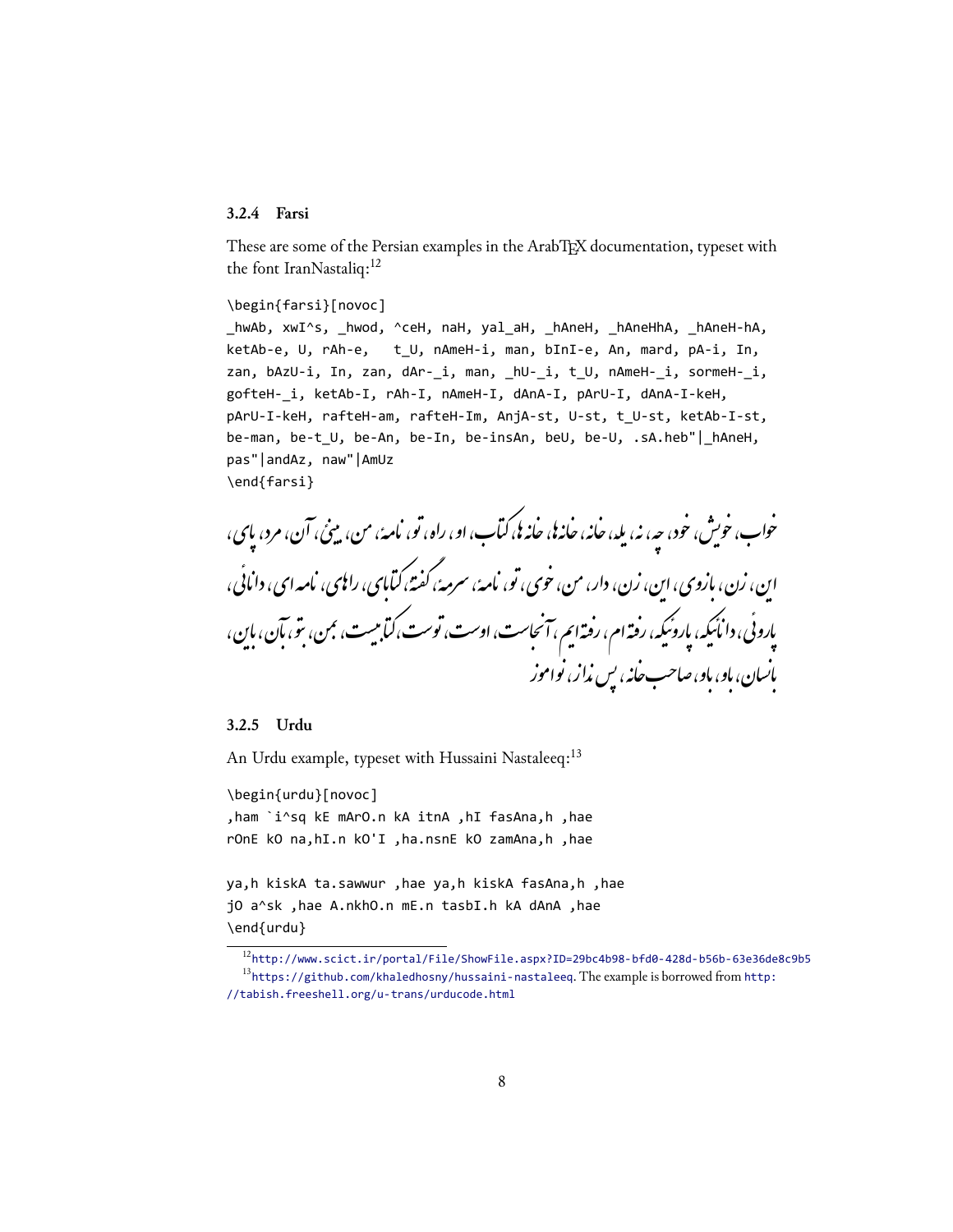### 3.2.4 Farsi

These are some of the Persian examples in the ArabTEX documentation, typeset with the font IranNastaliq:[12]

```
\begin{farsi}[novoc]
_hwAb, xwI^s, _hwod, ^ceH, naH, yal_aH, _hAneH, _hAneHhA, _hAneH-hA,
ketAb-e, U, rAh-e,   t_U, nAmeH-i, man, bInI-e, An, mard, pA-i, In,
zan, bAzU-i, In, zan, dAr-_i, man, _hU-_i, t_U, nAmeH-_i, sormeH-_i,
gofteH-_i, ketAb-I, rAh-I, nAmeH-I, dAnA-I, pArU-I, dAnA-I-keH,
pArU-I-keH, rafteH-am, rafteH-Im, AnjA-st, U-st, t_U-st, ketAb-I-st,
be-man, be-t_U, be-An, be-In, be-insAn, beU, be-U, .sA.heb"|_hAneH,
pas"|andAz, naw"|AmUz
\end{farsi}
```

خواب، خویش، خود، چه، نه، یله، خانه، خانه‌ها، خانه‌ها، کتاب، او، راه، تو، نامهٔ، من، بینی، آن، مرد، پای، این، زن، بازوی، این، زن، دار، من، خوی، تو، نامهٔ، سرمهٔ، گفتهٔ، کتابی، راهی، نامه ای، دانائی، پاروئی، دانائیکه، پاروئیکه، رفته‌ام، رفته‌ایم، آنجاست، اوست، توست، کتابیست، بمن، بتو، بآن، باین، بانسان، باو، باو، صاحب‌خانه، پس‌نداز، نوآموز

### 3.2.5 Urdu

An Urdu example, typeset with Hussaini Nastaleeq:[13]

```
\begin{urdu}[novoc]
,ham `i^sq kE mArO.n kA itnA ,hI fasAna,h ,hae
rOnE kO na,hI.n kO'I ,ha.nsnE kO zamAna,h ,hae

ya,h kiskA ta.sawwur ,hae ya,h kiskA fasAna,h ,hae
jO a^sk ,hae A.nkhO.n mE.n tasbI.h kA dAnA ,hae
\end{urdu}
```

---

[12] http://www.scict.ir/portal/File/ShowFile.aspx?ID=29bc4b98-bfd0-428d-b56b-63e36de8c9b5

[13] https://github.com/khaledhosny/hussaini-nastaleeq. The example is borrowed from http://tabish.freeshell.org/u-trans/urducode.html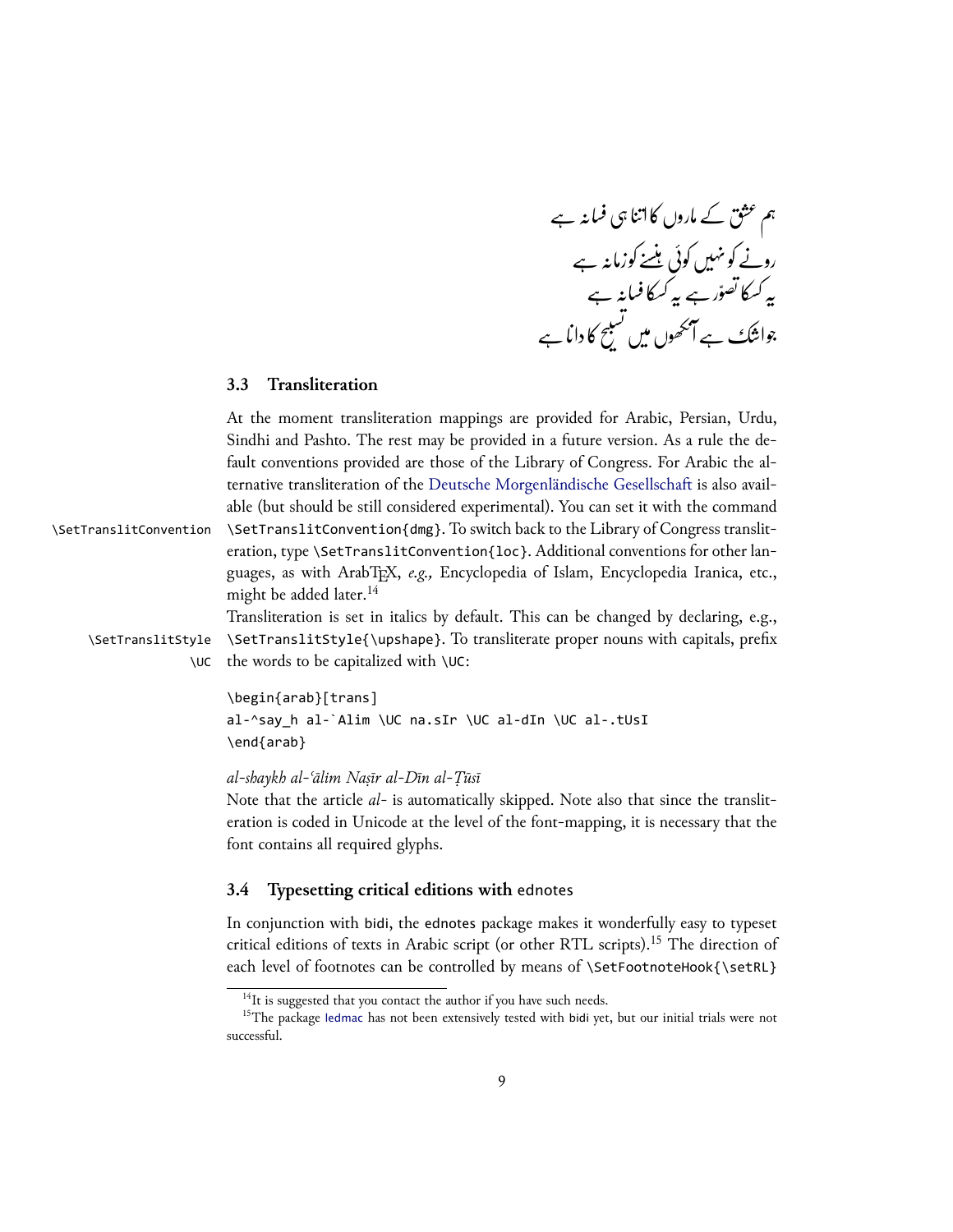ہم عشق کے ماروں کا اتنا ہی فسانہ ہے
رونے کو نہیں کوئی ہنسنے کو زمانہ ہے
یہ کسکا تصوّر ہے یہ کسکا فسانہ ہے
جو اشک ہے آنکھوں میں تسبیح کا دانا ہے

### 3.3 Transliteration

At the moment transliteration mappings are provided for Arabic, Persian, Urdu, Sindhi and Pashto. The rest may be provided in a future version. As a rule the default conventions provided are those of the Library of Congress. For Arabic the alternative transliteration of the Deutsche Morgenländische Gesellschaft is also available (but should be still considered experimental). You can set it with the command `\SetTranslitConvention{dmg}`. To switch back to the Library of Congress transliteration, type `\SetTranslitConvention{loc}`. Additional conventions for other languages, as with ArabTeX, *e.g.,* Encyclopedia of Islam, Encyclopedia Iranica, etc., might be added later.[14]

Transliteration is set in italics by default. This can be changed by declaring, e.g., `\SetTranslitStyle{\upshape}`. To transliterate proper nouns with capitals, prefix the words to be capitalized with `\UC`:

```
\begin{arab}[trans]
al-^say_h al-`Alim \UC na.sIr \UC al-dIn \UC al-.tUsI
\end{arab}
```

*al-shaykh al-ʿālim Naṣīr al-Dīn al-Ṭūsī*

Note that the article *al-* is automatically skipped. Note also that since the transliteration is coded in Unicode at the level of the font-mapping, it is necessary that the font contains all required glyphs.

### 3.4 Typesetting critical editions with ednotes

In conjunction with bidi, the ednotes package makes it wonderfully easy to typeset critical editions of texts in Arabic script (or other RTL scripts).[15] The direction of each level of footnotes can be controlled by means of `\SetFootnoteHook{\setRL}`

[14] It is suggested that you contact the author if you have such needs.

[15] The package ledmac has not been extensively tested with bidi yet, but our initial trials were not successful.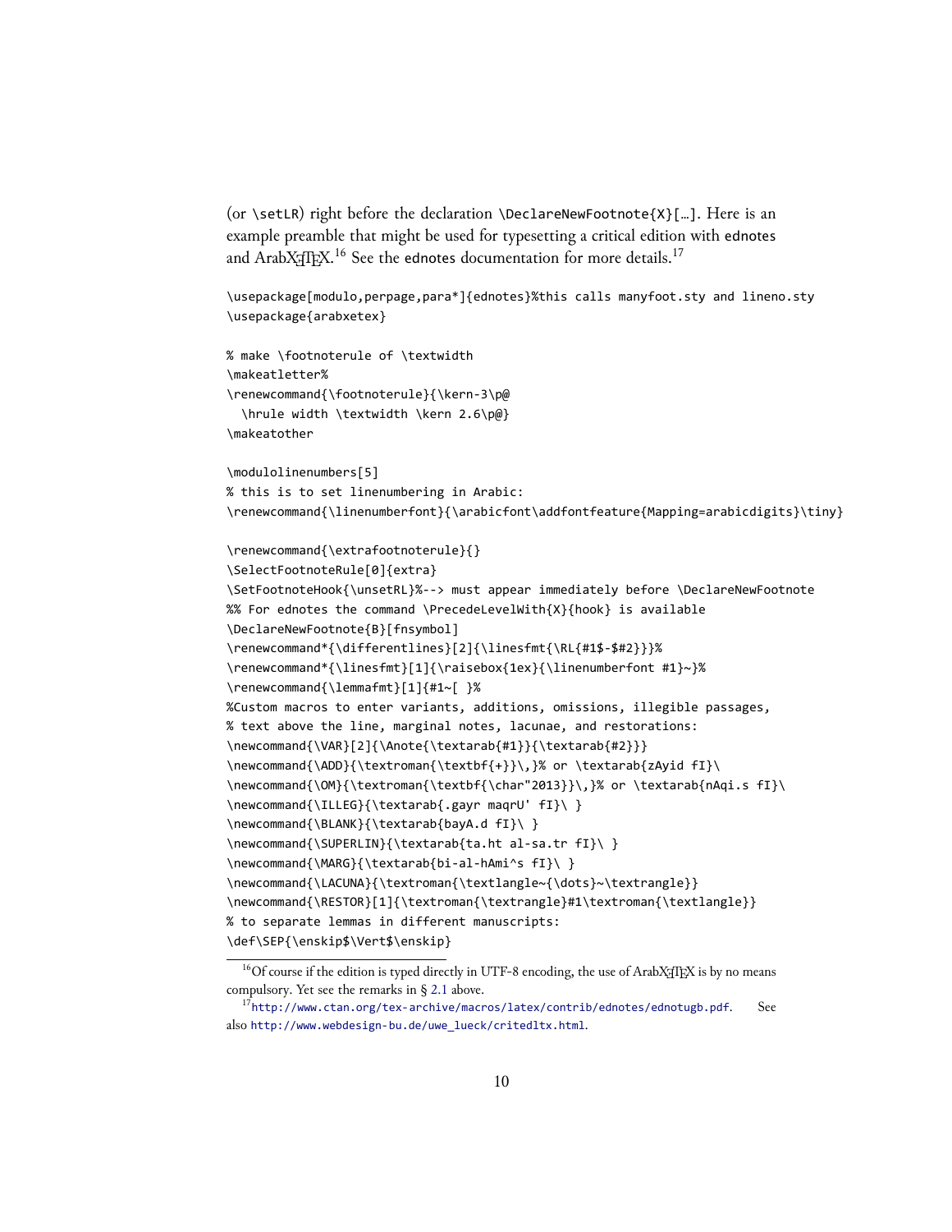(or `\setLR`) right before the declaration `\DeclareNewFootnote{X}[…]`. Here is an example preamble that might be used for typesetting a critical edition with ednotes and ArabXƎTEX.[16] See the ednotes documentation for more details.[17]

```
\usepackage[modulo,perpage,para*]{ednotes}%this calls manyfoot.sty and lineno.sty
\usepackage{arabxetex}

% make \footnoterule of \textwidth
\makeatletter%
\renewcommand{\footnoterule}{\kern-3\p@
  \hrule width \textwidth \kern 2.6\p@}
\makeatother

\modulolinenumbers[5]
% this is to set linenumbering in Arabic:
\renewcommand{\linenumberfont}{\arabicfont\addfontfeature{Mapping=arabicdigits}\tiny}

\renewcommand{\extrafootnoterule}{}
\SelectFootnoteRule[0]{extra}
\SetFootnoteHook{\unsetRL}%--> must appear immediately before \DeclareNewFootnote
%% For ednotes the command \PrecedeLevelWith{X}{hook} is available
\DeclareNewFootnote{B}[fnsymbol]
\renewcommand*{\differentlines}[2]{\linesfmt{\RL{#1$-$#2}}}%
\renewcommand*{\linesfmt}[1]{\raisebox{1ex}{\linenumberfont #1}~}%
\renewcommand{\lemmafmt}[1]{#1~[ }%
%Custom macros to enter variants, additions, omissions, illegible passages,
% text above the line, marginal notes, lacunae, and restorations:
\newcommand{\VAR}[2]{\Anote{\textarab{#1}}{\textarab{#2}}}
\newcommand{\ADD}{\textroman{\textbf{+}}\,}% or \textarab{zAyid fI}\
\newcommand{\OM}{\textroman{\textbf{\char"2013}}\,}% or \textarab{nAqi.s fI}\
\newcommand{\ILLEG}{\textarab{.gayr maqrU' fI}\ }
\newcommand{\BLANK}{\textarab{bayA.d fI}\ }
\newcommand{\SUPERLIN}{\textarab{ta.ht al-sa.tr fI}\ }
\newcommand{\MARG}{\textarab{bi-al-hAmi^s fI}\ }
\newcommand{\LACUNA}{\textroman{\textlangle~{\dots}~\textrangle}}
\newcommand{\RESTOR}[1]{\textroman{\textrangle}#1\textroman{\textlangle}}
% to separate lemmas in different manuscripts:
\def\SEP{\enskip$\Vert$\enskip}
```

[16] Of course if the edition is typed directly in UTF-8 encoding, the use of ArabXƎTEX is by no means compulsory. Yet see the remarks in § 2.1 above.

[17] http://www.ctan.org/tex-archive/macros/latex/contrib/ednotes/ednotugb.pdf. See also http://www.webdesign-bu.de/uwe_lueck/critedltx.html.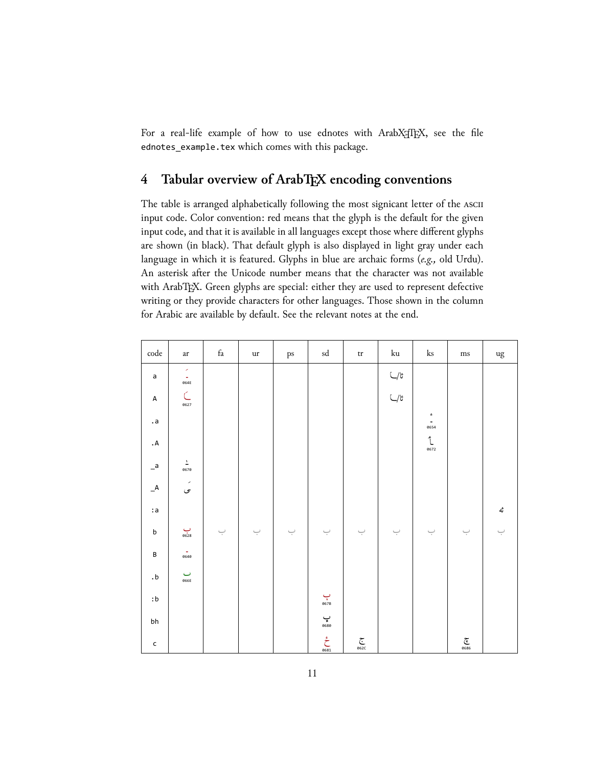For a real-life example of how to use ednotes with ArabXƎTEX, see the file `ednotes_example.tex` which comes with this package.

## 4 Tabular overview of ArabTEX encoding conventions

The table is arranged alphabetically following the most signicant letter of the ASCII input code. Color convention: red means that the glyph is the default for the given input code, and that it is available in all languages except those where different glyphs are shown (in black). That default glyph is also displayed in light gray under each language in which it is featured. Glyphs in blue are archaic forms (*e.g.,* old Urdu). An asterisk after the Unicode number means that the character was not available with ArabTEX. Green glyphs are special: either they are used to represent defective writing or they provide characters for other languages. Those shown in the column for Arabic are available by default. See the relevant notes at the end.

| code | ar | fa | ur | ps | sd | tr | ku | ks | ms | ug |
|---|---|---|---|---|---|---|---|---|---|---|
| a | َـ 064E | | | | | | ئا/ـا | | | |
| A | ـَا 0627 | | | | | | ئا/ـا | | | |
| .a | | | | | | | | ٔـ 0654 | | |
| .A | | | | | | | | ٲ 0672 | | |
| _a | ٰـ 0670 | | | | | | | | | |
| _A | ىٰ | | | | | | | | | |
| :a | | | | | | | | | | ئە |
| b | ب 0628 | ب | ب | ب | ب | ب | ب | ب | ب | ب |
| B | ـ 0640 | | | | | | | | | |
| .b | ٮ 066E | | | | | | | | | |
| :b | | | | | ٻ 067B | | | | | |
| bh | | | | | ڀ 0680 | | | | | |
| c | | | | | ځ 0681 | ج 062C | | | ڇ 0686 | |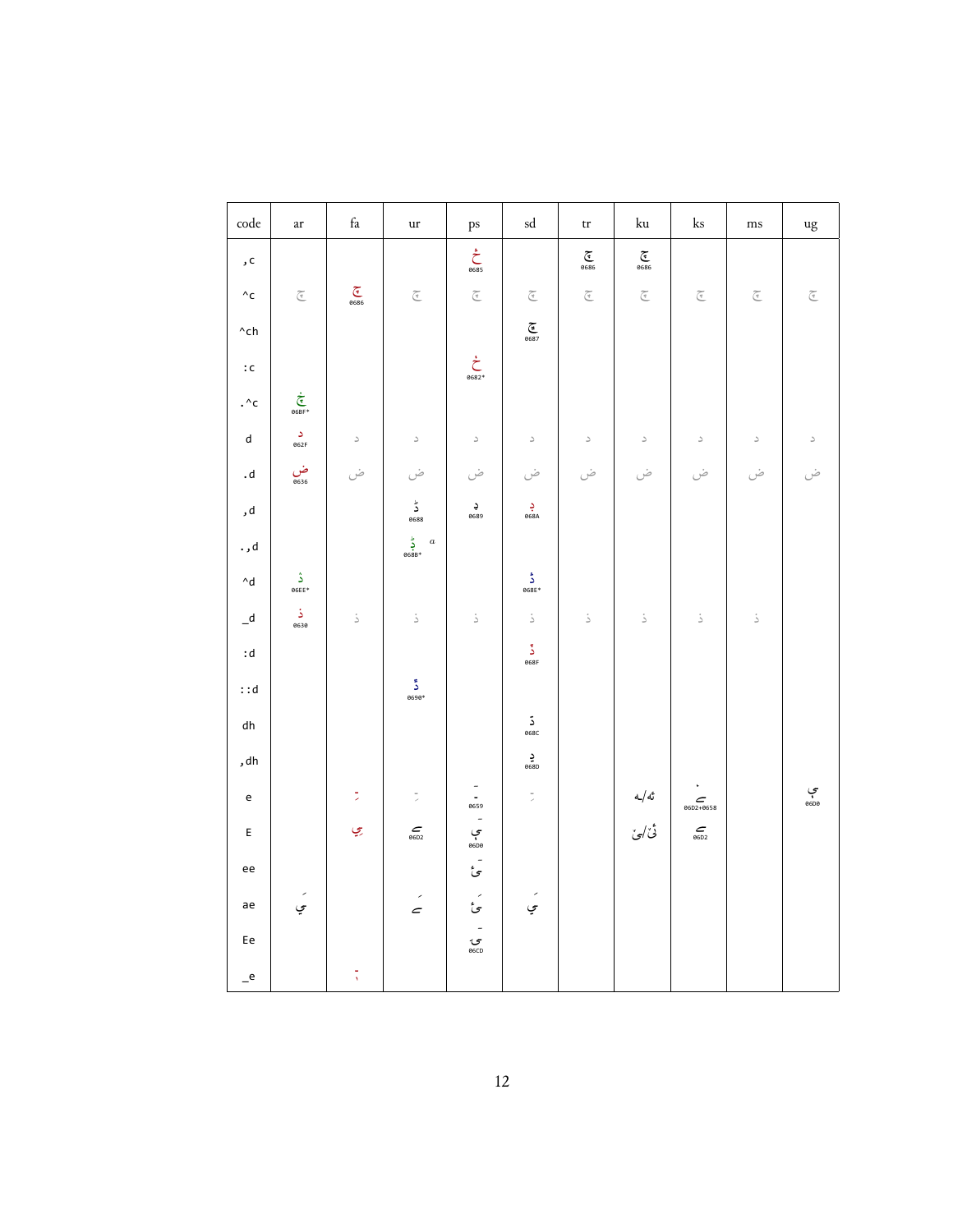| code | ar | fa | ur | ps | sd | tr | ku | ks | ms | ug |
|---|---|---|---|---|---|---|---|---|---|---|
| ,c | | | | څ 0685 | | چ 0686 | چ 0686 | | | |
| ^c | ج | چ 0686 | ج | ج | ج | ج | ج | ج | ج | ج |
| ^ch | | | | | ڇ 0687 | | | | | |
| :c | | | | ڂ 0682* | | | | | | |
| .^c | ڿ 06BF* | | | | | | | | | |
| d | د 062F | د | د | د | د | د | د | د | د | د |
| .d | ض 0636 | ض | ض | ض | ض | ض | ض | ض | ض | ض |
| ,d | | | ڈ 0688 | ډ 0689 | ڊ 068A | | | | | |
| .,d | | | ڋ 068B* α | | | | | | | |
| ^d | ۮ 06EE* | | | | ڎ 068E* | | | | | |
| _d | ذ 0630 | ذ | ذ | ذ | ذ | ذ | ذ | ذ | ذ | |
| :d | | | | | ڏ 068F | | | | | |
| ::d | | | ڐ 0690* | | | | | | | |
| dh | | | | | ڌ 068C | | | | | |
| ,dh | | | | | ڍ 068D | | | | | |
| e | | ـِ | ـِ | ٙ 0659 | ـِ | | ئه/ـه | ۓ 06D2+0658 | | ې 06D0 |
| E | | ـِيـ | ے 06D2 | ې 06D0 | | | ئێ/ێ | ے 06D2 | | |
| ee | | | | ئ | | | | | | |
| ae | يَ | | ےَ | ئَ | يَ | | | | | |
| Ee | | | | ۍ 06CD | | | | | | |
| _e | | ـٖ | | | | | | | | |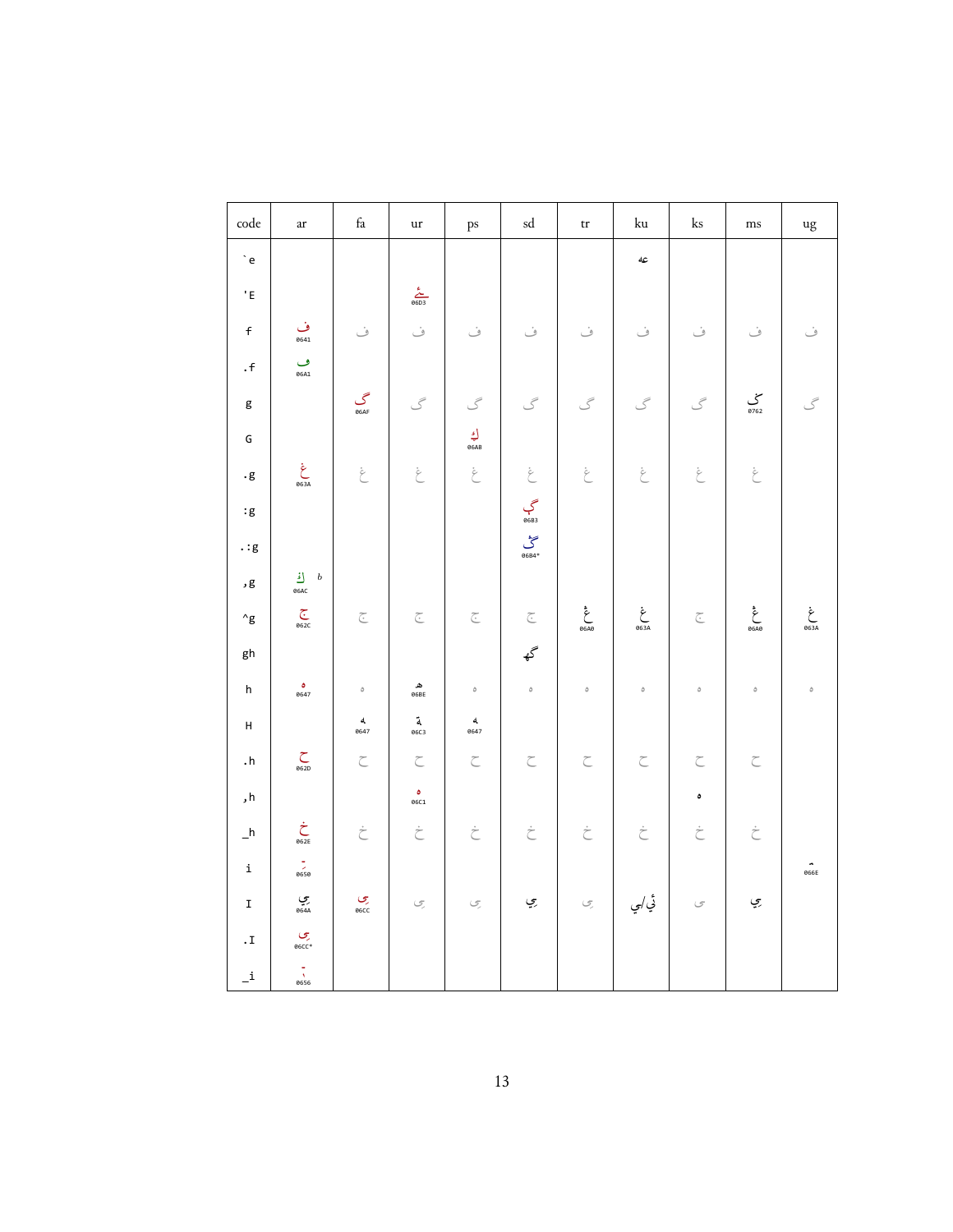| code | ar | fa | ur | ps | sd | tr | ku | ks | ms | ug |
|---|---|---|---|---|---|---|---|---|---|---|
| `e | | | | | | | عه | | | |
| 'E | | | ۓ 06D3 | | | | | | | |
| f | ف 0641 | ف | ف | ف | ف | ف | ف | ف | ف | ف |
| .f | ڡ 06A1 | | | | | | | | | |
| g | | گ 06AF | گ | گ | گ | گ | گ | گ | ݢ 0762 | گ |
| G | | | | ګ 06AB | | | | | | |
| .g | غ 063A | غ | غ | غ | غ | غ | غ | غ | غ | |
| :g | | | | | ڳ 06B3 | | | | | |
| .:g | | | | | ڴ 06B4* | | | | | |
| ,g | ڬ 06AC *b* | | | | | | | | | |
| ^g | ج 062C | ج | ج | ج | ج | ڠ 06A0 | غ 063A | ج | ڠ 06A0 | غ 063A |
| gh | | | | | گھ | | | | | |
| h | ه 0647 | ه | ھ 06BE | ه | ه | ه | ه | ه | ه | ه |
| H | | ہ 0647 | ۃ 06C3 | ہ 0647 | | | | | | |
| .h | ح 062D | ح | ح | ح | ح | ح | ح | ح | ح | |
| ,h | | | ہ 06C1 | | | | | ہ | | |
| _h | خ 062E | خ | خ | خ | خ | خ | خ | خ | خ | |
| i | ِ 0650 | | | | | | | | | ٮ 066E |
| I | يِ 064A | یِ 06CC | ی | ی | يِ | ی | ئِ/يِ | ی | يِ | |
| .I | یِ 06CC* | | | | | | | | | |
| _i | ٖ 0656 | | | | | | | | | |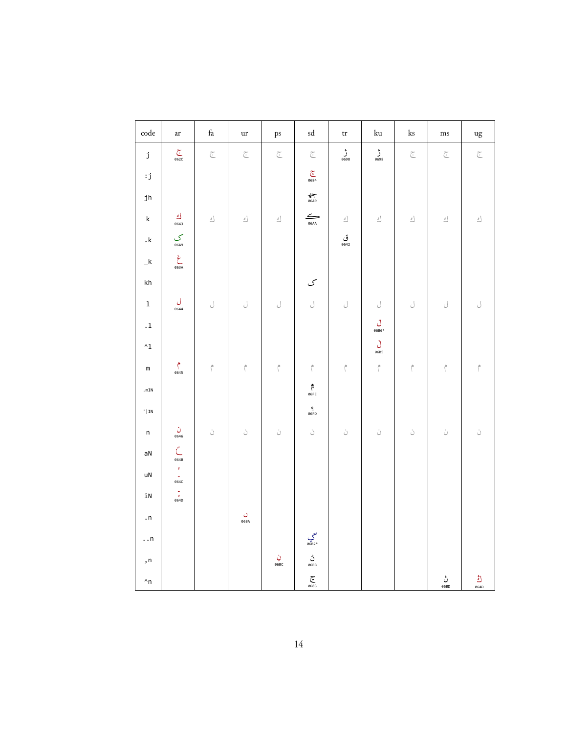| code | ar | fa | ur | ps | sd | tr | ku | ks | ms | ug |
|---|---|---|---|---|---|---|---|---|---|---|
| j | ج 062C | ج | ج | ج | ج | ژ 0698 | ژ 0698 | ج | ج | ج |
| :j | | | | | ڄ 0684 | | | | | |
| jh | | | | | جھ 06A9 | | | | | |
| k | ك 0643 | ك | ك | ك | ڪ 06AA | ك | ك | ك | ك | ك |
| .k | ک 06A9 | | | | | ق 0642 | | | | |
| _k | غ 063A | | | | | | | | | |
| kh | | | | | ک | | | | | |
| l | ل 0644 | ل | ل | ل | ل | ل | ل | ل | ل | ل |
| .l | | | | | | | ڵ 06B6* | | | |
| ^l | | | | | | | ڵ 06B5 | | | |
| m | م 0645 | م | م | م | م | م | م | م | م | م |
| .mIN | | | | | ۾ 06FE | | | | | |
| '\|IN | | | | | ۽ 06FD | | | | | |
| n | ن 0646 | ن | ن | ن | ن | ن | ن | ن | ن | ن |
| aN | ً 064B | | | | | | | | | |
| uN | ٌ 064C | | | | | | | | | |
| iN | ٍ 064D | | | | | | | | | |
| .n | | | ں 06BA | | | | | | | |
| ..n | | | | | ڲ 06B2* | | | | | |
| ,n | | | | ڼ 06BC | ڻ 06BB | | | | | |
| ^n | | | | | ڃ 0683 | | | | ڽ 06BD | ڭ 06AD |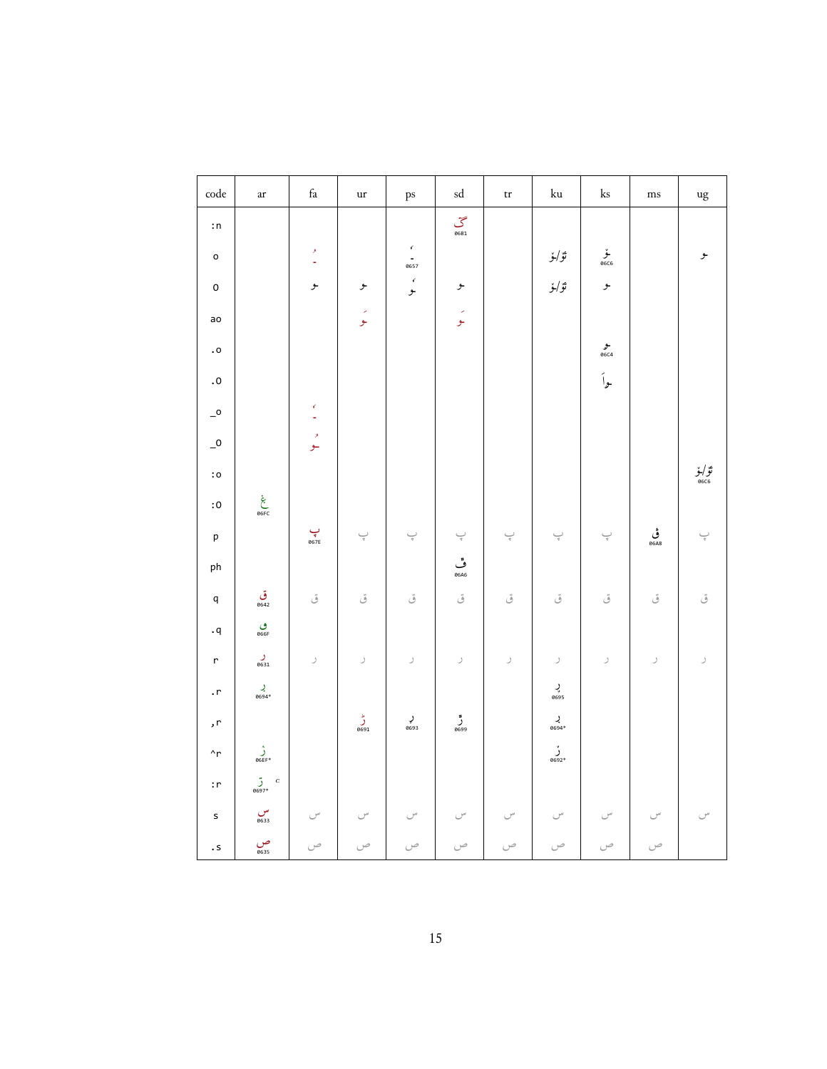| code | ar | fa | ur | ps | sd | tr | ku | ks | ms | ug |
|---|---|---|---|---|---|---|---|---|---|---|
| :n | | | | | ڱ 06B1 | | | | | |
| o | | ـُ | | ـٗ 0657 | | | ۆ/ـۆ | ـۆ 06C6 | | ـو |
| O | | ـو | ـو | ـوٗ | ـو | | ۆ/ـۆ | ـو | | |
| ao | | | ـوَ | | ـوَ | | | | | |
| .o | | | | | | | | ـۄ 06C4 | | |
| .O | | | | | | | | ـواَ | | |
| _o | | ـٗ | | | | | | | | |
| _O | | ـوُ | | | | | | | | |
| :o | | | | | | | | | | ۆ/ـۆ 06C6 |
| :O | ۼ 06FC | | | | | | | | | |
| p | | پ 067E | پ | پ | پ | پ | پ | پ | ڨ 06A8 | پ |
| ph | | | | | ڦ 06A6 | | | | | |
| q | ق 0642 | ق | ق | ق | ق | ق | ق | ق | ق | ق |
| .q | ٯ 066F | | | | | | | | | |
| r | ر 0631 | ر | ر | ر | ر | ر | ر | ر | ر | ر |
| .r | ڔ 0694* | | | | | | ڕ 0695 | | | |
| ,r | | | ڑ 0691 | ړ 0693 | ڙ 0699 | | ڔ 0694* | | | |
| ^r | ۯ 06EF* | | | | | | ڒ 0692* | | | |
| :r | ڗ 0697* C | | | | | | | | | |
| s | س 0633 | س | س | س | س | س | س | س | س | س |
| .s | ص 0635 | ص | ص | ص | ص | ص | ص | ص | ص | |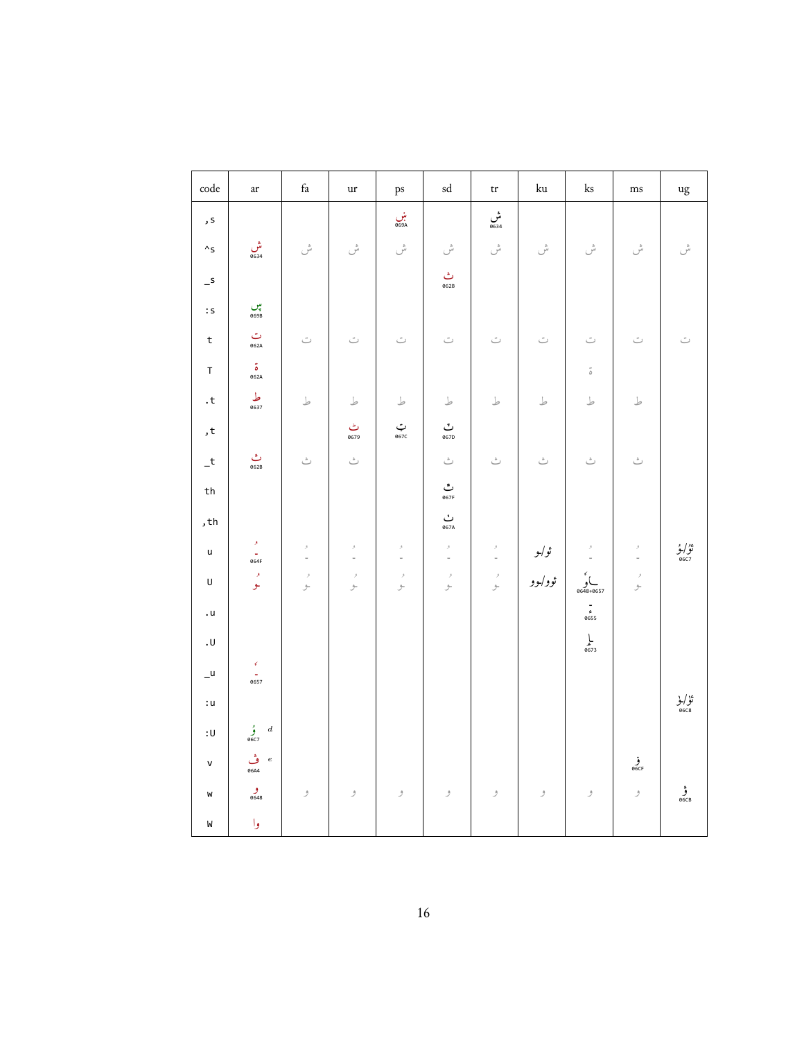| code | ar | fa | ur | ps | sd | tr | ku | ks | ms | ug |
|---|---|---|---|---|---|---|---|---|---|---|
| ,s | | | | ښ 069A | | ش 0634 | | | | |
| ^s | ش 0634 | ش | ش | ش | ش | ش | ش | ش | ش | ش |
| _s | | | | | ث 062B | | | | | |
| :s | ڛ 069B | | | | | | | | | |
| t | ت 062A | ت | ت | ت | ت | ت | ت | ت | ت | ت |
| T | ة 062A | | | | | | | ة | | |
| .t | ط 0637 | ط | ط | ط | ط | ط | ط | ط | ط | |
| ,t | | | ٹ 0679 | ټ 067C | ٽ 067D | | | | | |
| _t | ث 062B | ث | ث | | ث | ث | ث | ث | ث | |
| th | | | | | ٿ 067F | | | | | |
| ,th | | | | | ٺ 067A | | | | | |
| u | ُ 064F | ُ | ُ | ُ | ُ | ُ | ئو/ـو | ُ | ُ | ئۇ/ـۇ 06C7 |
| U | ـُو | ـُو | ـُو | ـُو | ـُو | ـُو | ئوو/ـوو | ـۆ 0648+0657 | ـُو | |
| .u | | | | | | | | ٕ 0655 | | |
| .U | | | | | | | | ٳ 0673 | | |
| _u | ٗ 0657 | | | | | | | | | |
| :u | | | | | | | | | | ئۈ/ـۈ 06C8 |
| :U | ۇ 06C7 $^d$ | | | | | | | | | |
| v | ڤ 06A4 $^e$ | | | | | | | | ۏ 06CF | |
| w | و 0648 | و | و | و | و | و | و | و | و | ۋ 06CB |
| W | وا | | | | | | | | | |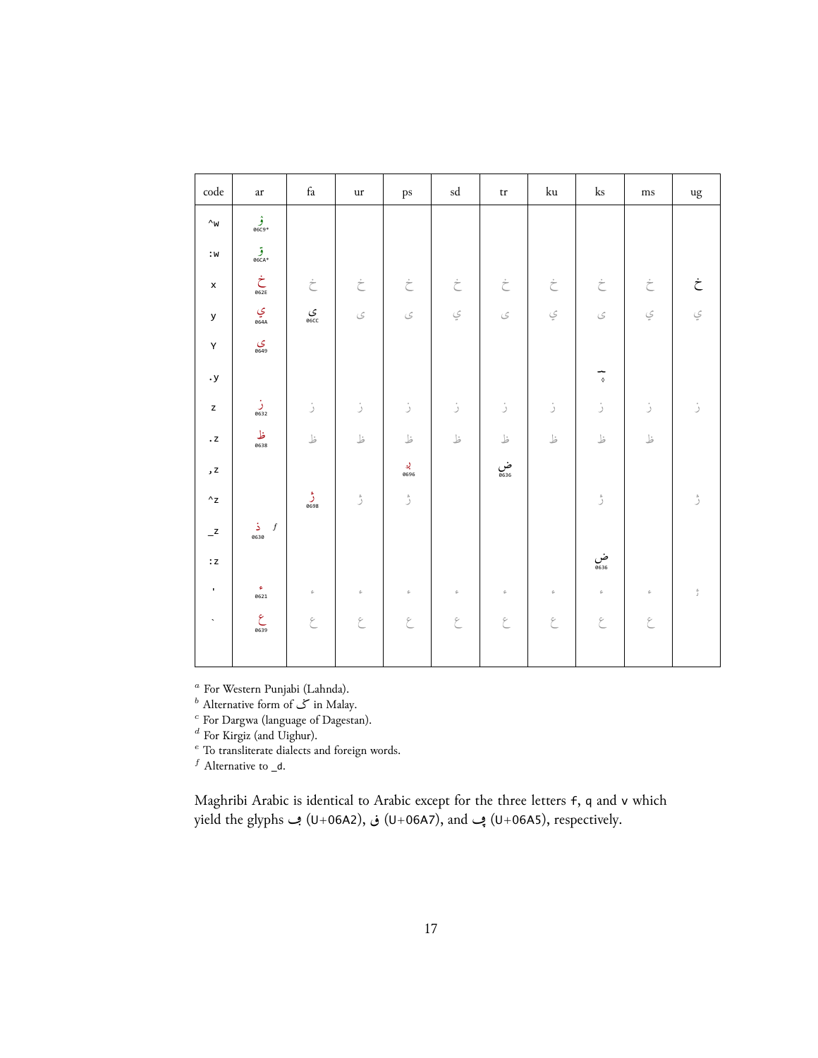| code | ar | fa | ur | ps | sd | tr | ku | ks | ms | ug |
|---|---|---|---|---|---|---|---|---|---|---|
| ^w | ۉ 06C9* | | | | | | | | | |
| :w | ۊ 06CA* | | | | | | | | | |
| x | خ 062E | خ | خ | خ | خ | خ | خ | خ | خ | خ |
| y | ي 064A | ی 06CC | ی | ی | ي | ی | ي | ی | ي | ي |
| Y | ى 0649 | | | | | | | | | |
| .y | | | | | | | | ٚ | | |
| z | ز 0632 | ز | ز | ز | ز | ز | ز | ز | ز | ز |
| .z | ظ 0638 | ظ | ظ | ظ | ظ | ظ | ظ | ظ | ظ | |
| ,z | | | | ږ 0696 | | ض 0636 | | | | |
| ^z | | ژ 0698 | ژ | ژ | | | | ژ | | ژ |
| _z | ذ [f] 0630 | | | | | | | | | |
| :z | | | | | | | | ض 0636 | | |
| ' | ء 0621 | ء | ء | ء | ء | ء | ء | ء | ء | ئ |
| ` | ع 0639 | ع | ع | ع | ع | ع | ع | ع | ع | |

[a] For Western Punjabi (Lahnda).
[b] Alternative form of ݢ in Malay.
[c] For Dargwa (language of Dagestan).
[d] For Kirgiz (and Uighur).
[e] To transliterate dialects and foreign words.
[f] Alternative to _d.

Maghribi Arabic is identical to Arabic except for the three letters f, q and v which yield the glyphs ڢ (U+06A2), ڧ (U+06A7), and ڥ (U+06A5), respectively.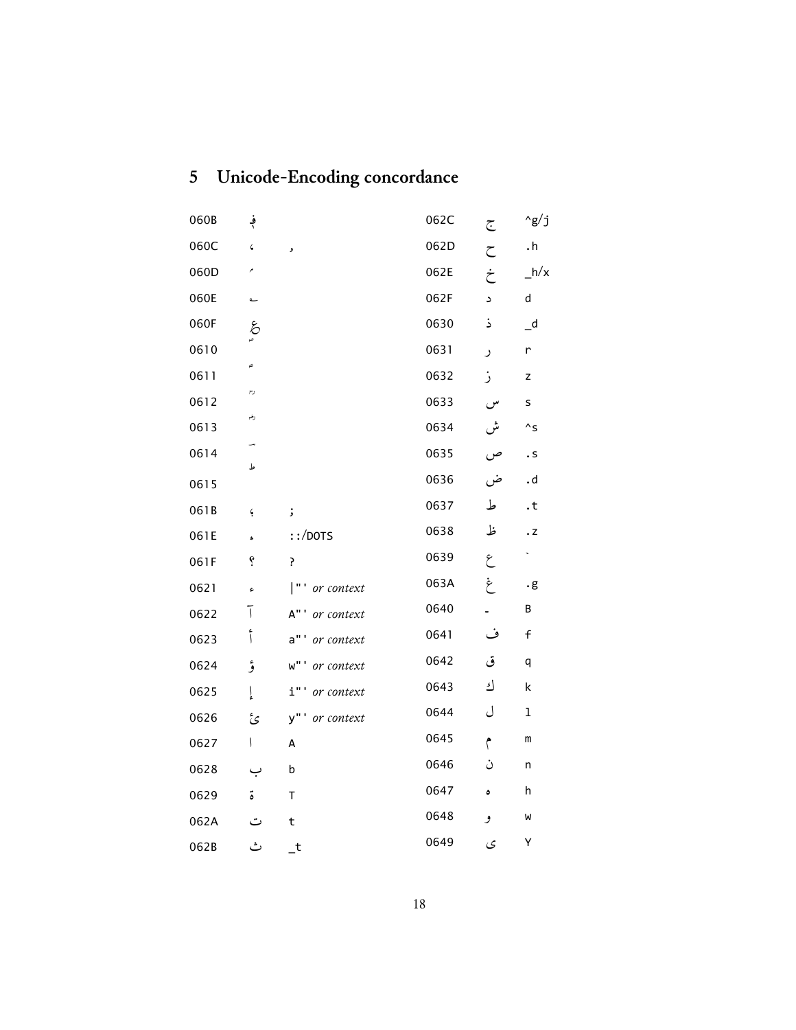## 5 Unicode-Encoding concordance

| | | |
|---|---|---|
| 060B | ؋ | |
| 060C | ، | , |
| 060D | ؍ | |
| 060E | ؎ | |
| 060F | ؏ | |
| 0610 | ؐ | |
| 0611 | ؑ | |
| 0612 | ؒ | |
| 0613 | ؓ | |
| 0614 | ؔ | |
| 0615 | ؕ | |
| 061B | ؛ | ; |
| 061E | ؞ | ::/DOTS |
| 061F | ؟ | ? |
| 0621 | ء | \|"' *or context* |
| 0622 | آ | A"' *or context* |
| 0623 | أ | a"' *or context* |
| 0624 | ؤ | w"' *or context* |
| 0625 | إ | i"' *or context* |
| 0626 | ئ | y"' *or context* |
| 0627 | ا | A |
| 0628 | ب | b |
| 0629 | ة | T |
| 062A | ت | t |
| 062B | ث | _t |
| 062C | ج | ^g/j |
| 062D | ح | .h |
| 062E | خ | _h/x |
| 062F | د | d |
| 0630 | ذ | _d |
| 0631 | ر | r |
| 0632 | ز | z |
| 0633 | س | s |
| 0634 | ش | ^s |
| 0635 | ص | .s |
| 0636 | ض | .d |
| 0637 | ط | .t |
| 0638 | ظ | .z |
| 0639 | ع | ` |
| 063A | غ | .g |
| 0640 | ـ | B |
| 0641 | ف | f |
| 0642 | ق | q |
| 0643 | ك | k |
| 0644 | ل | l |
| 0645 | م | m |
| 0646 | ن | n |
| 0647 | ه | h |
| 0648 | و | w |
| 0649 | ى | Y |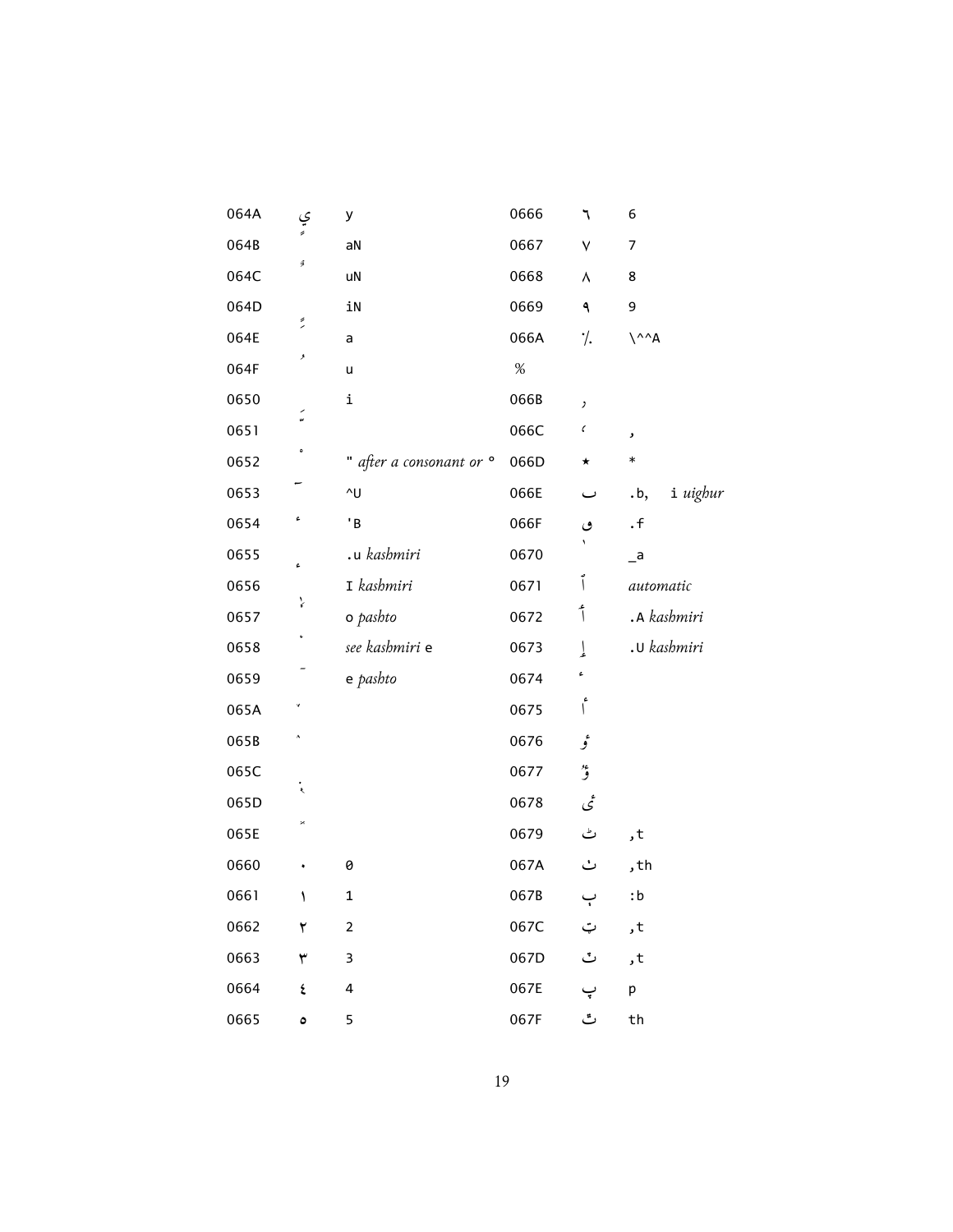| | | | | | |
|---|---|---|---|---|---|
| 064A | ي | y | 0666 | ٦ | 6 |
| 064B | ً | aN | 0667 | ٧ | 7 |
| 064C | ٌ | uN | 0668 | ٨ | 8 |
| 064D | ٍ | iN | 0669 | ٩ | 9 |
| 064E | َ | a | 066A | ٪ | \^^A % |
| 064F | ُ | u | | | |
| 0650 | ِ | i | 066B | ٫ | |
| 0651 | ّ | | 066C | ٬ | , |
| 0652 | ْ | " *after a consonant or* ° | 066D | ٭ | * |
| 0653 | ٓ | ^U | 066E | ٮ | .b, i *uighur* |
| 0654 | ٔ | 'B | 066F | ٯ | .f |
| 0655 | ٕ | .u *kashmiri* | 0670 | ٰ | _a |
| 0656 | ٖ | I *kashmiri* | 0671 | ٱ | *automatic* |
| 0657 | ٗ | o *pashto* | 0672 | ٲ | .A *kashmiri* |
| 0658 | ٘ | *see kashmiri* e | 0673 | ٳ | .U *kashmiri* |
| 0659 | ٙ | e *pashto* | 0674 | ٴ | |
| 065A | ٚ | | 0675 | ٵ | |
| 065B | ٛ | | 0676 | ٶ | |
| 065C | ٜ | | 0677 | ٷ | |
| 065D | ٝ | | 0678 | ٸ | |
| 065E | ٞ | | 0679 | ٹ | ,t |
| 0660 | ٠ | 0 | 067A | ٺ | ,th |
| 0661 | ١ | 1 | 067B | ٻ | :b |
| 0662 | ٢ | 2 | 067C | ټ | ,t |
| 0663 | ٣ | 3 | 067D | ٽ | ,t |
| 0664 | ٤ | 4 | 067E | پ | p |
| 0665 | ٥ | 5 | 067F | ٿ | th |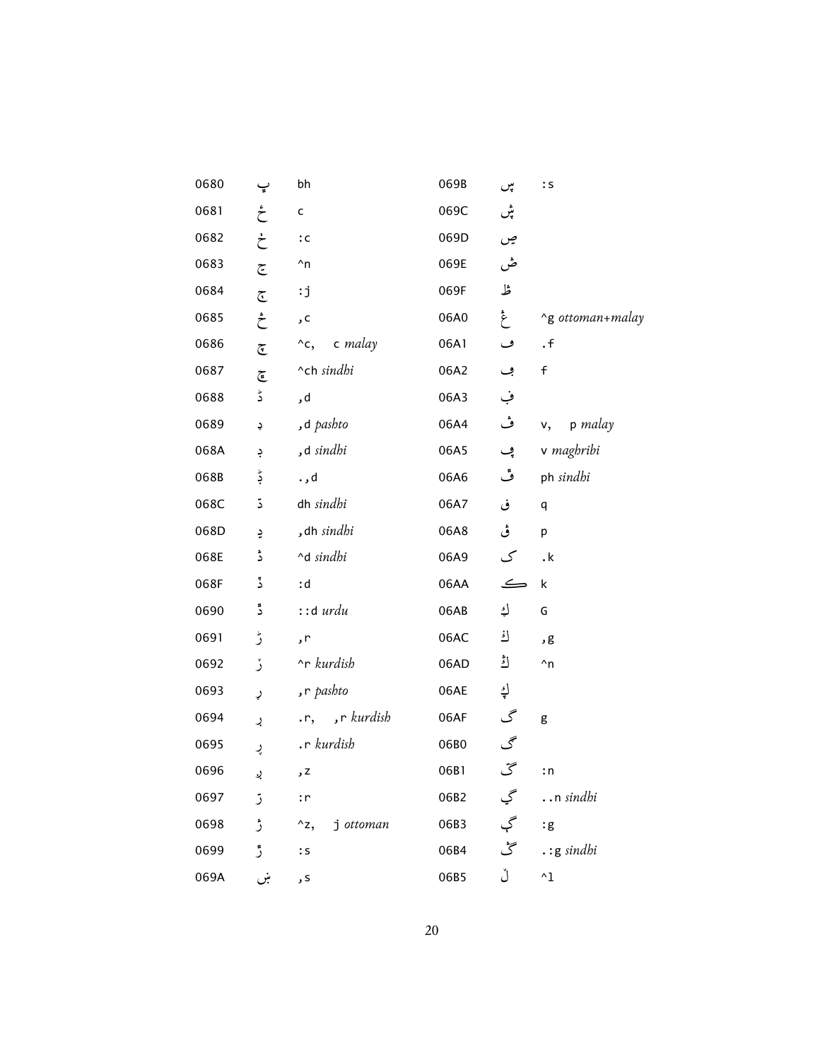| | | | | | |
|---|---|---|---|---|---|
| 0680 | ڀ | bh | 069B | ڛ | :s |
| 0681 | ځ | c | 069C | ڜ | :s |
| 0682 | ڂ | :c | 069D | ڝ | |
| 0683 | ڃ | ^n | 069E | ڞ | |
| 0684 | ڄ | :j | 069F | ڟ | |
| 0685 | څ | ,c | 06A0 | ڠ | ^g *ottoman+malay* |
| 0686 | چ | ^c,   c *malay* | 06A1 | ڡ | .f |
| 0687 | ڇ | ^ch *sindhi* | 06A2 | ڢ | f |
| 0688 | ڈ | ,d | 06A3 | ڣ | |
| 0689 | ډ | ,d *pashto* | 06A4 | ڤ | v,   p *malay* |
| 068A | ڊ | ,d *sindhi* | 06A5 | ڥ | v *maghribi* |
| 068B | ڋ | .,d | 06A6 | ڦ | ph *sindhi* |
| 068C | ڌ | dh *sindhi* | 06A7 | ڧ | q |
| 068D | ڍ | ,dh *sindhi* | 06A8 | ڨ | p |
| 068E | ڎ | ^d *sindhi* | 06A9 | ک | .k |
| 068F | ڏ | :d | 06AA | ڪ | k |
| 0690 | ڐ | ::d *urdu* | 06AB | ګ | G |
| 0691 | ڑ | ,r | 06AC | ڬ | ,g |
| 0692 | ڒ | ^r *kurdish* | 06AD | ڭ | ^n |
| 0693 | ړ | ,r *pashto* | 06AE | ڮ | |
| 0694 | ڔ | .r,   ,r *kurdish* | 06AF | گ | g |
| 0695 | ڕ | .r *kurdish* | 06B0 | ڰ | |
| 0696 | ږ | ,z | 06B1 | ڱ | :n |
| 0697 | ڗ | :r | 06B2 | ڲ | ..n *sindhi* |
| 0698 | ژ | ^z,   j *ottoman* | 06B3 | ڳ | :g |
| 0699 | ڙ | :s | 06B4 | ڴ | .:g *sindhi* |
| 069A | ښ | ,s | 06B5 | ڵ | ^l |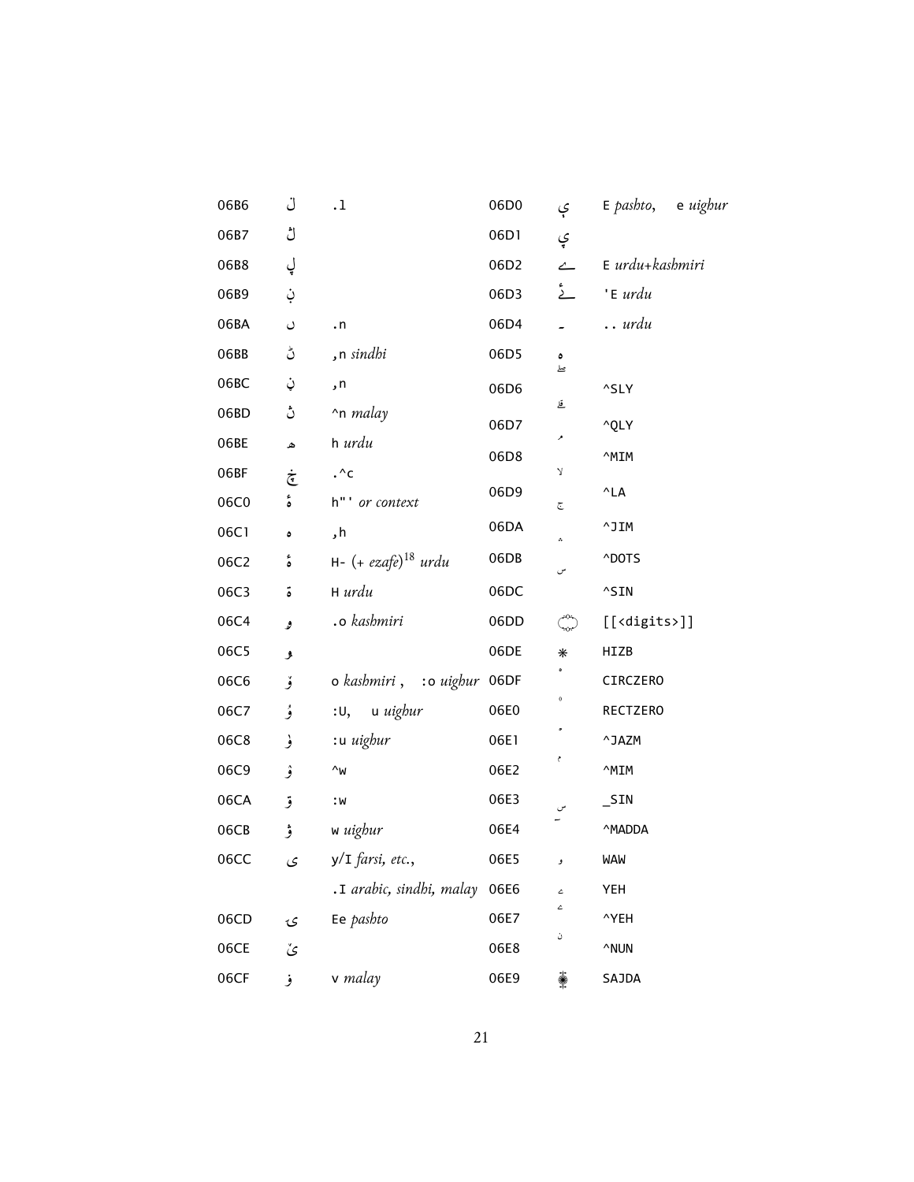| Code | Char | Transliteration | Code | Char | Transliteration |
|---|---|---|---|---|---|
| 06B6 | ڶ | .l | 06D0 | ې | E *pashto*, e *uighur* |
| 06B7 | ڷ | | 06D1 | ۑ | |
| 06B8 | ڸ | | 06D2 | ے | E *urdu+kashmiri* |
| 06B9 | ڹ | | 06D3 | ۓ | 'E *urdu* |
| 06BA | ں | .n | 06D4 | ۔ | .. *urdu* |
| 06BB | ڻ | ,n *sindhi* | 06D5 | ە | |
| 06BC | ڼ | ,n | 06D6 | ۖ | ^SLY |
| 06BD | ڽ | ^n *malay* | 06D7 | ۗ | ^QLY |
| 06BE | ھ | h *urdu* | 06D8 | ۘ | ^MIM |
| 06BF | ڿ | .^c | 06D9 | ۙ | ^LA |
| 06C0 | ۀ | h"' *or context* | 06DA | ۚ | ^JIM |
| 06C1 | ہ | ,h | 06DB | ۛ | ^DOTS |
| 06C2 | ۂ | H- (+ *ezafe*)[18] *urdu* | 06DC | ۜ | ^SIN |
| 06C3 | ۃ | H *urdu* | 06DD | ۝ | [[<digits>]] |
| 06C4 | ۄ | .o *kashmiri* | 06DE | ۞ | HIZB |
| 06C5 | ۅ | | 06DF | ۟ | CIRCZERO |
| 06C6 | ۆ | o *kashmiri*, :o *uighur* | 06E0 | ۠ | RECTZERO |
| 06C7 | ۇ | :U, u *uighur* | 06E1 | ۡ | ^JAZM |
| 06C8 | ۈ | :u *uighur* | 06E2 | ۢ | ^MIM |
| 06C9 | ۉ | ^w | 06E3 | ۣ | _SIN |
| 06CA | ۊ | :w | 06E4 | ۤ | ^MADDA |
| 06CB | ۋ | w *uighur* | 06E5 | ۥ | WAW |
| 06CC | ی | y/I *farsi, etc.*, | 06E6 | ۦ | YEH |
| | | .I *arabic, sindhi, malay* | 06E7 | ۧ | ^YEH |
| 06CD | ۍ | Ee *pashto* | 06E8 | ۨ | ^NUN |
| 06CE | ێ | | 06E9 | ۩ | SAJDA |
| 06CF | ۏ | v *malay* | | | |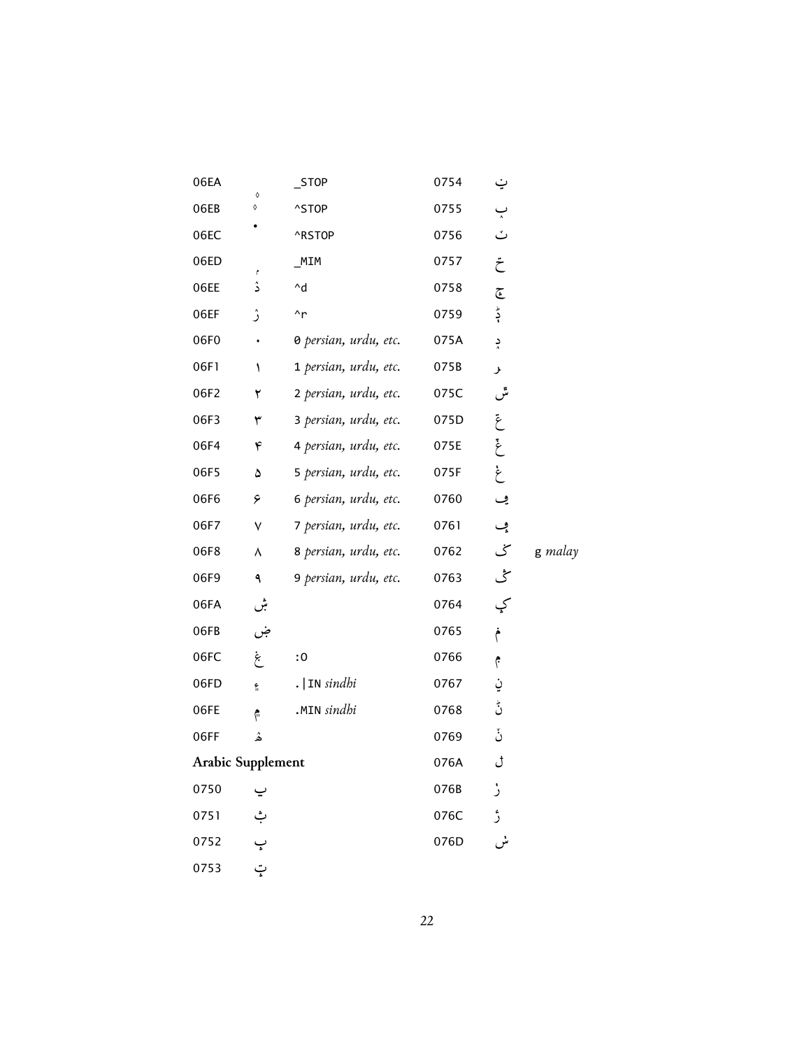| | | | | | |
|---|---|---|---|---|---|
| 06EA | ۪ | _STOP | 0754 | ݔ | |
| 06EB | ۫ | ^STOP | 0755 | ݕ | |
| 06EC | ۬ | ^RSTOP | 0756 | ݖ | |
| 06ED | ۭ | _MIM | 0757 | ݗ | |
| 06EE | ۮ | ^d | 0758 | ݘ | |
| 06EF | ۯ | ^r | 0759 | ݙ | |
| 06F0 | ۰ | 0 *persian, urdu, etc.* | 075A | ݚ | |
| 06F1 | ۱ | 1 *persian, urdu, etc.* | 075B | ݛ | |
| 06F2 | ۲ | 2 *persian, urdu, etc.* | 075C | ݜ | |
| 06F3 | ۳ | 3 *persian, urdu, etc.* | 075D | ݝ | |
| 06F4 | ۴ | 4 *persian, urdu, etc.* | 075E | ݞ | |
| 06F5 | ۵ | 5 *persian, urdu, etc.* | 075F | ݟ | |
| 06F6 | ۶ | 6 *persian, urdu, etc.* | 0760 | ݠ | |
| 06F7 | ۷ | 7 *persian, urdu, etc.* | 0761 | ݡ | |
| 06F8 | ۸ | 8 *persian, urdu, etc.* | 0762 | ݢ | g *malay* |
| 06F9 | ۹ | 9 *persian, urdu, etc.* | 0763 | ݣ | |
| 06FA | ۺ | | 0764 | ݤ | |
| 06FB | ۻ | | 0765 | ݥ | |
| 06FC | ۼ | :O | 0766 | ݦ | |
| 06FD | ۽ | .\|IN *sindhi* | 0767 | ݧ | |
| 06FE | ۾ | .MIN *sindhi* | 0768 | ݨ | |
| 06FF | ۿ | | 0769 | ݩ | |

**Arabic Supplement**

| | | | |
|---|---|---|---|
| 0750 | ݐ | 076A | ݪ |
| 0751 | ݑ | 076B | ݫ |
| 0752 | ݒ | 076C | ݬ |
| 0753 | ݓ | 076D | ݭ |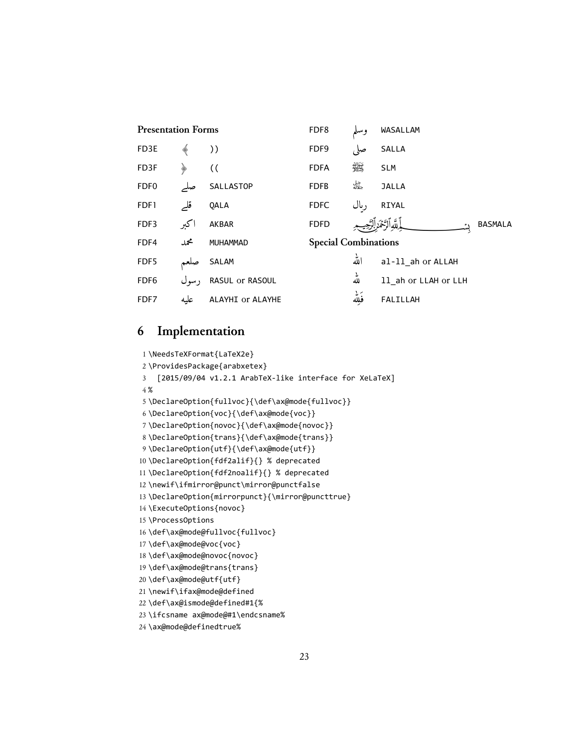**Presentation Forms**

| | | |
|---|---|---|
| FD3E | ﴾ | )) |
| FD3F | ﴿ | (( |
| FDF0 | ﷰ | SALLASTOP |
| FDF1 | ﷱ | QALA |
| FDF3 | ﷳ | AKBAR |
| FDF4 | ﷴ | MUHAMMAD |
| FDF5 | ﷵ | SALAM |
| FDF6 | ﷶ | RASUL or RASOUL |
| FDF7 | ﷷ | ALAYHI or ALAYHE |
| FDF8 | ﷸ | WASALLAM |
| FDF9 | ﷹ | SALLA |
| FDFA | ﷺ | SLM |
| FDFB | ﷻ | JALLA |
| FDFC | ﷼ | RIYAL |
| FDFD | ﷽ | BASMALA |

**Special Combinations**

| | |
|---|---|
| الله | al-ll_ah or ALLAH |
| لله | ll_ah or LLAH or LLH |
| فَلِلّه | FALILLAH |

## 6 Implementation

```
1 \NeedsTeXFormat{LaTeX2e}
2 \ProvidesPackage{arabxetex}
3   [2015/09/04 v1.2.1 ArabTeX-like interface for XeLaTeX]
4 %
5 \DeclareOption{fullvoc}{\def\ax@mode{fullvoc}}
6 \DeclareOption{voc}{\def\ax@mode{voc}}
7 \DeclareOption{novoc}{\def\ax@mode{novoc}}
8 \DeclareOption{trans}{\def\ax@mode{trans}}
9 \DeclareOption{utf}{\def\ax@mode{utf}}
10 \DeclareOption{fdf2alif}{} % deprecated
11 \DeclareOption{fdf2noalif}{} % deprecated
12 \newif\ifmirror@punct\mirror@punctfalse
13 \DeclareOption{mirrorpunct}{\mirror@puncttrue}
14 \ExecuteOptions{novoc}
15 \ProcessOptions
16 \def\ax@mode@fullvoc{fullvoc}
17 \def\ax@mode@voc{voc}
18 \def\ax@mode@novoc{novoc}
19 \def\ax@mode@trans{trans}
20 \def\ax@mode@utf{utf}
21 \newif\ifax@mode@defined
22 \def\ax@ismode@defined#1{%
23 \ifcsname ax@mode@#1\endcsname%
24 \ax@mode@definedtrue%
```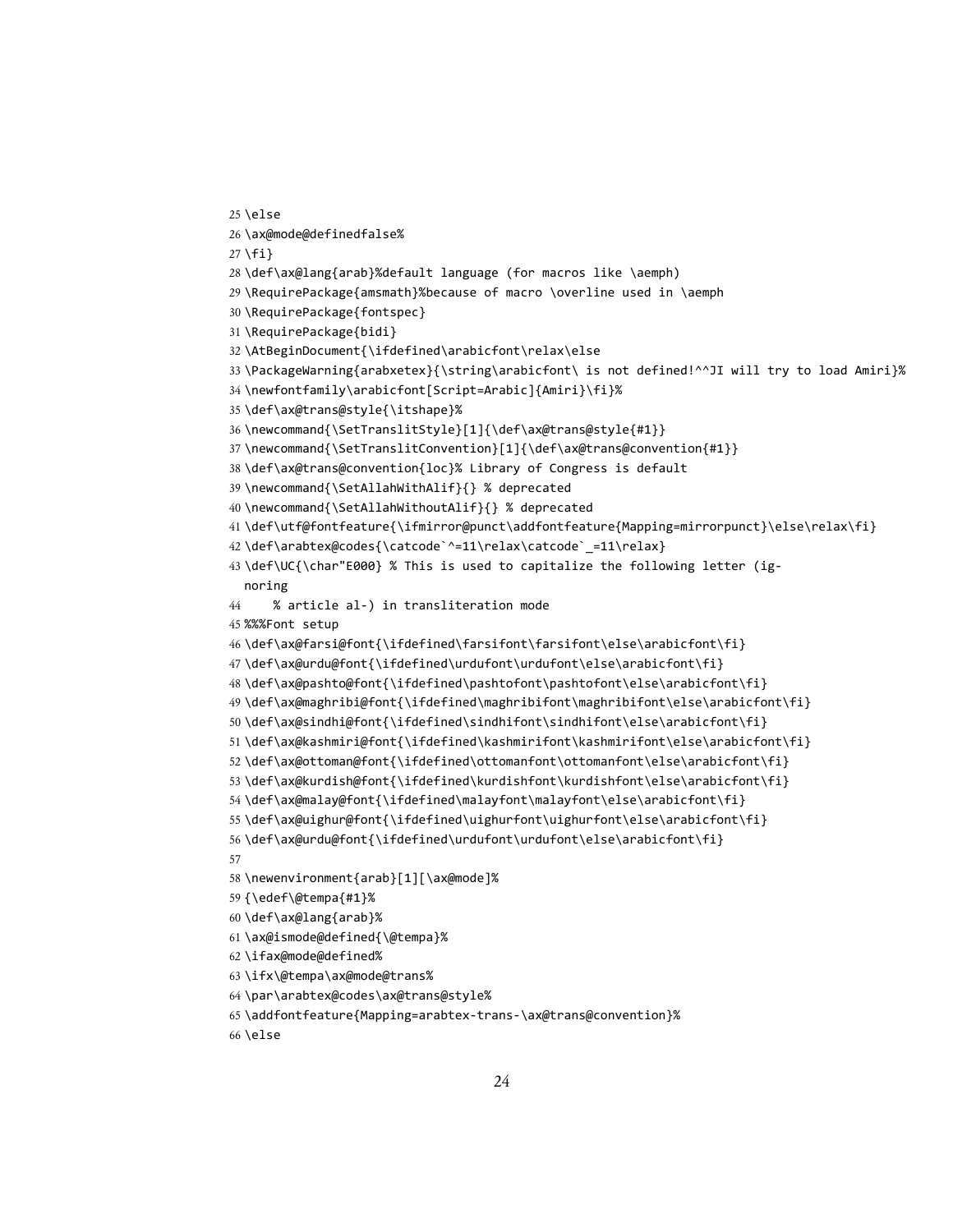```
25 \else
26 \ax@mode@definedfalse%
27 \fi}
28 \def\ax@lang{arab}%default language (for macros like \aemph)
29 \RequirePackage{amsmath}%because of macro \overline used in \aemph
30 \RequirePackage{fontspec}
31 \RequirePackage{bidi}
32 \AtBeginDocument{\ifdefined\arabicfont\relax\else
33 \PackageWarning{arabxetex}{\string\arabicfont\ is not defined!^^JI will try to load Amiri}%
34 \newfontfamily\arabicfont[Script=Arabic]{Amiri}\fi}%
35 \def\ax@trans@style{\itshape}%
36 \newcommand{\SetTranslitStyle}[1]{\def\ax@trans@style{#1}}
37 \newcommand{\SetTranslitConvention}[1]{\def\ax@trans@convention{#1}}
38 \def\ax@trans@convention{loc}% Library of Congress is default
39 \newcommand{\SetAllahWithAlif}{} % deprecated
40 \newcommand{\SetAllahWithoutAlif}{} % deprecated
41 \def\utf@fontfeature{\ifmirror@punct\addfontfeature{Mapping=mirrorpunct}\else\relax\fi}
42 \def\arabtex@codes{\catcode`^=11\relax\catcode`_=11\relax}
43 \def\UC{\char"E000} % This is used to capitalize the following letter (ig-
   noring
44     % article al-) in transliteration mode
45 %%%Font setup
46 \def\ax@farsi@font{\ifdefined\farsifont\farsifont\else\arabicfont\fi}
47 \def\ax@urdu@font{\ifdefined\urdufont\urdufont\else\arabicfont\fi}
48 \def\ax@pashto@font{\ifdefined\pashtofont\pashtofont\else\arabicfont\fi}
49 \def\ax@maghribi@font{\ifdefined\maghribifont\maghribifont\else\arabicfont\fi}
50 \def\ax@sindhi@font{\ifdefined\sindhifont\sindhifont\else\arabicfont\fi}
51 \def\ax@kashmiri@font{\ifdefined\kashmirifont\kashmirifont\else\arabicfont\fi}
52 \def\ax@ottoman@font{\ifdefined\ottomanfont\ottomanfont\else\arabicfont\fi}
53 \def\ax@kurdish@font{\ifdefined\kurdishfont\kurdishfont\else\arabicfont\fi}
54 \def\ax@malay@font{\ifdefined\malayfont\malayfont\else\arabicfont\fi}
55 \def\ax@uighur@font{\ifdefined\uighurfont\uighurfont\else\arabicfont\fi}
56 \def\ax@urdu@font{\ifdefined\urdufont\urdufont\else\arabicfont\fi}
57
58 \newenvironment{arab}[1][\ax@mode]%
59 {\edef\@tempa{#1}%
60 \def\ax@lang{arab}%
61 \ax@ismode@defined{\@tempa}%
62 \ifax@mode@defined%
63 \ifx\@tempa\ax@mode@trans%
64 \par\arabtex@codes\ax@trans@style%
65 \addfontfeature{Mapping=arabtex-trans-\ax@trans@convention}%
66 \else
```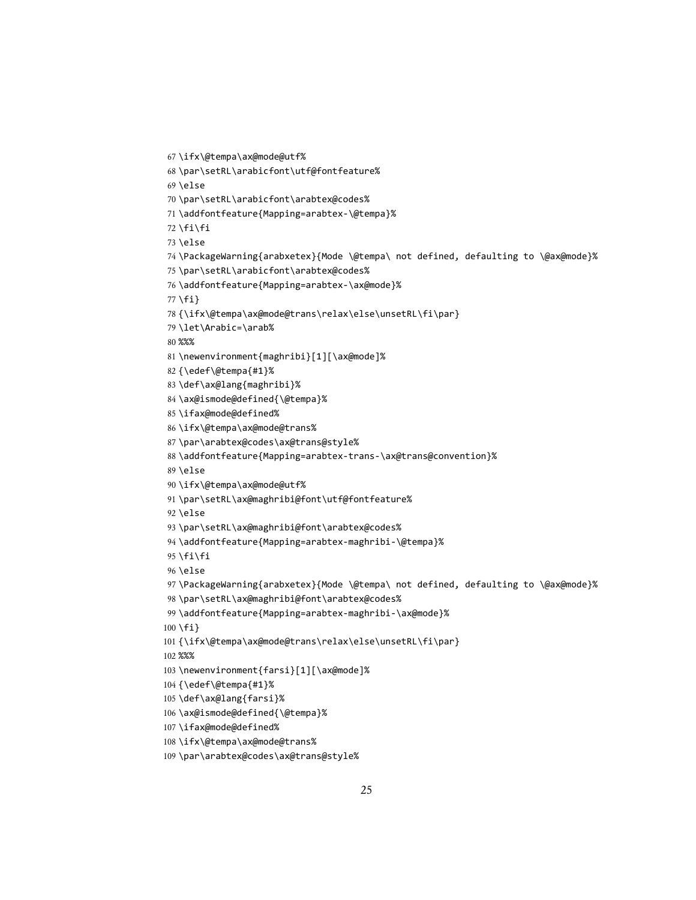```
67 \ifx\@tempa\ax@mode@utf%
68 \par\setRL\arabicfont\utf@fontfeature%
69 \else
70 \par\setRL\arabicfont\arabtex@codes%
71 \addfontfeature{Mapping=arabtex-\@tempa}%
72 \fi\fi
73 \else
74 \PackageWarning{arabxetex}{Mode \@tempa\ not defined, defaulting to \@ax@mode}%
75 \par\setRL\arabicfont\arabtex@codes%
76 \addfontfeature{Mapping=arabtex-\ax@mode}%
77 \fi}
78 {\ifx\@tempa\ax@mode@trans\relax\else\unsetRL\fi\par}
79 \let\Arabic=\arab%
80 %%%
81 \newenvironment{maghribi}[1][\ax@mode]%
82 {\edef\@tempa{#1}%
83 \def\ax@lang{maghribi}%
84 \ax@ismode@defined{\@tempa}%
85 \ifax@mode@defined%
86 \ifx\@tempa\ax@mode@trans%
87 \par\arabtex@codes\ax@trans@style%
88 \addfontfeature{Mapping=arabtex-trans-\ax@trans@convention}%
89 \else
90 \ifx\@tempa\ax@mode@utf%
91 \par\setRL\ax@maghribi@font\utf@fontfeature%
92 \else
93 \par\setRL\ax@maghribi@font\arabtex@codes%
94 \addfontfeature{Mapping=arabtex-maghribi-\@tempa}%
95 \fi\fi
96 \else
97 \PackageWarning{arabxetex}{Mode \@tempa\ not defined, defaulting to \@ax@mode}%
98 \par\setRL\ax@maghribi@font\arabtex@codes%
99 \addfontfeature{Mapping=arabtex-maghribi-\ax@mode}%
100 \fi}
101 {\ifx\@tempa\ax@mode@trans\relax\else\unsetRL\fi\par}
102 %%%
103 \newenvironment{farsi}[1][\ax@mode]%
104 {\edef\@tempa{#1}%
105 \def\ax@lang{farsi}%
106 \ax@ismode@defined{\@tempa}%
107 \ifax@mode@defined%
108 \ifx\@tempa\ax@mode@trans%
109 \par\arabtex@codes\ax@trans@style%
```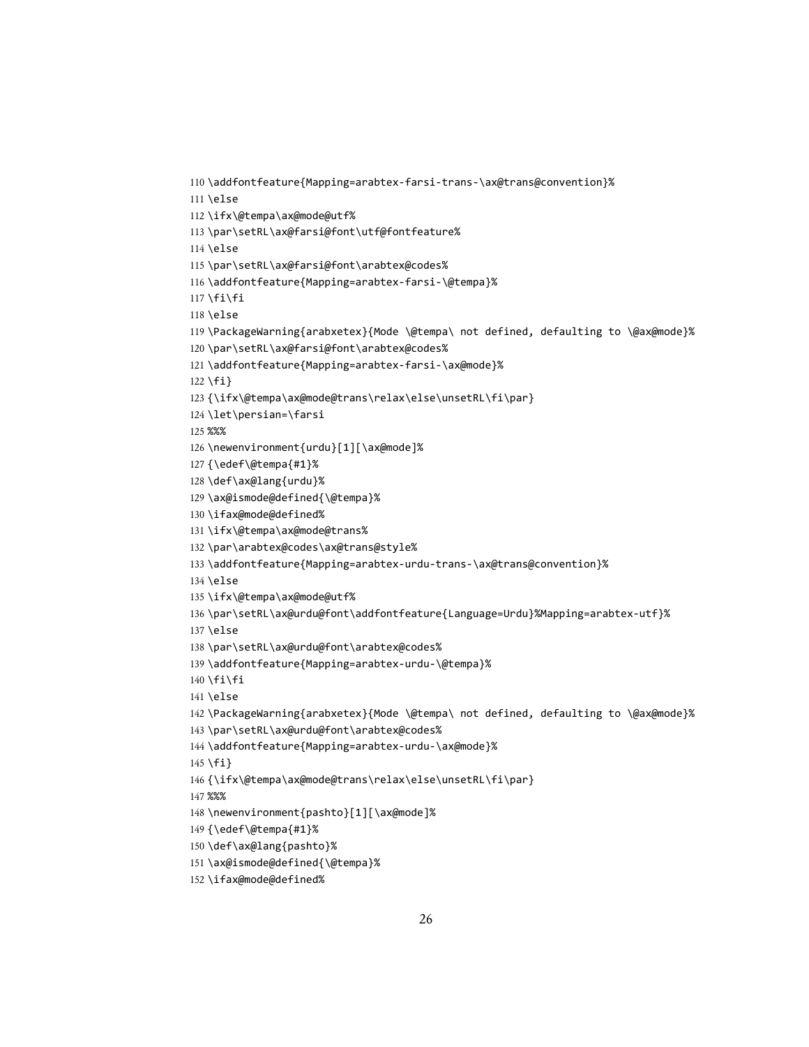```
110 \addfontfeature{Mapping=arabtex-farsi-trans-\ax@trans@convention}%
111 \else
112 \ifx\@tempa\ax@mode@utf%
113 \par\setRL\ax@farsi@font\utf@fontfeature%
114 \else
115 \par\setRL\ax@farsi@font\arabtex@codes%
116 \addfontfeature{Mapping=arabtex-farsi-\@tempa}%
117 \fi\fi
118 \else
119 \PackageWarning{arabxetex}{Mode \@tempa\ not defined, defaulting to \@ax@mode}%
120 \par\setRL\ax@farsi@font\arabtex@codes%
121 \addfontfeature{Mapping=arabtex-farsi-\ax@mode}%
122 \fi}
123 {\ifx\@tempa\ax@mode@trans\relax\else\unsetRL\fi\par}
124 \let\persian=\farsi
125 %%%
126 \newenvironment{urdu}[1][\ax@mode]%
127 {\edef\@tempa{#1}%
128 \def\ax@lang{urdu}%
129 \ax@ismode@defined{\@tempa}%
130 \ifax@mode@defined%
131 \ifx\@tempa\ax@mode@trans%
132 \par\arabtex@codes\ax@trans@style%
133 \addfontfeature{Mapping=arabtex-urdu-trans-\ax@trans@convention}%
134 \else
135 \ifx\@tempa\ax@mode@utf%
136 \par\setRL\ax@urdu@font\addfontfeature{Language=Urdu}%Mapping=arabtex-utf}%
137 \else
138 \par\setRL\ax@urdu@font\arabtex@codes%
139 \addfontfeature{Mapping=arabtex-urdu-\@tempa}%
140 \fi\fi
141 \else
142 \PackageWarning{arabxetex}{Mode \@tempa\ not defined, defaulting to \@ax@mode}%
143 \par\setRL\ax@urdu@font\arabtex@codes%
144 \addfontfeature{Mapping=arabtex-urdu-\ax@mode}%
145 \fi}
146 {\ifx\@tempa\ax@mode@trans\relax\else\unsetRL\fi\par}
147 %%%
148 \newenvironment{pashto}[1][\ax@mode]%
149 {\edef\@tempa{#1}%
150 \def\ax@lang{pashto}%
151 \ax@ismode@defined{\@tempa}%
152 \ifax@mode@defined%
```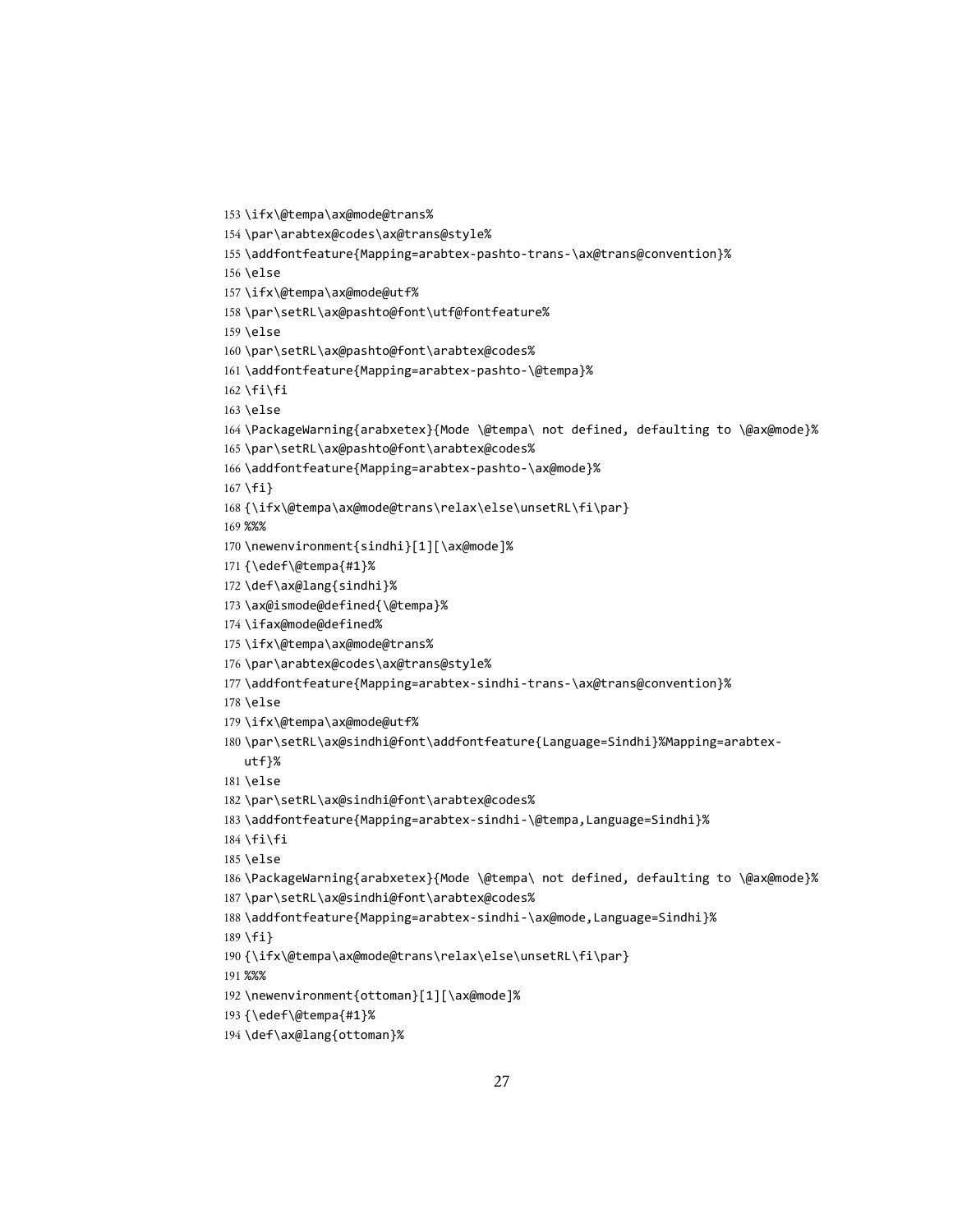```
153 \ifx\@tempa\ax@mode@trans%
154 \par\arabtex@codes\ax@trans@style%
155 \addfontfeature{Mapping=arabtex-pashto-trans-\ax@trans@convention}%
156 \else
157 \ifx\@tempa\ax@mode@utf%
158 \par\setRL\ax@pashto@font\utf@fontfeature%
159 \else
160 \par\setRL\ax@pashto@font\arabtex@codes%
161 \addfontfeature{Mapping=arabtex-pashto-\@tempa}%
162 \fi\fi
163 \else
164 \PackageWarning{arabxetex}{Mode \@tempa\ not defined, defaulting to \@ax@mode}%
165 \par\setRL\ax@pashto@font\arabtex@codes%
166 \addfontfeature{Mapping=arabtex-pashto-\ax@mode}%
167 \fi}
168 {\ifx\@tempa\ax@mode@trans\relax\else\unsetRL\fi\par}
169 %%%
170 \newenvironment{sindhi}[1][\ax@mode]%
171 {\edef\@tempa{#1}%
172 \def\ax@lang{sindhi}%
173 \ax@ismode@defined{\@tempa}%
174 \ifax@mode@defined%
175 \ifx\@tempa\ax@mode@trans%
176 \par\arabtex@codes\ax@trans@style%
177 \addfontfeature{Mapping=arabtex-sindhi-trans-\ax@trans@convention}%
178 \else
179 \ifx\@tempa\ax@mode@utf%
180 \par\setRL\ax@sindhi@font\addfontfeature{Language=Sindhi}%Mapping=arabtex-
    utf}%
181 \else
182 \par\setRL\ax@sindhi@font\arabtex@codes%
183 \addfontfeature{Mapping=arabtex-sindhi-\@tempa,Language=Sindhi}%
184 \fi\fi
185 \else
186 \PackageWarning{arabxetex}{Mode \@tempa\ not defined, defaulting to \@ax@mode}%
187 \par\setRL\ax@sindhi@font\arabtex@codes%
188 \addfontfeature{Mapping=arabtex-sindhi-\ax@mode,Language=Sindhi}%
189 \fi}
190 {\ifx\@tempa\ax@mode@trans\relax\else\unsetRL\fi\par}
191 %%%
192 \newenvironment{ottoman}[1][\ax@mode]%
193 {\edef\@tempa{#1}%
194 \def\ax@lang{ottoman}%
```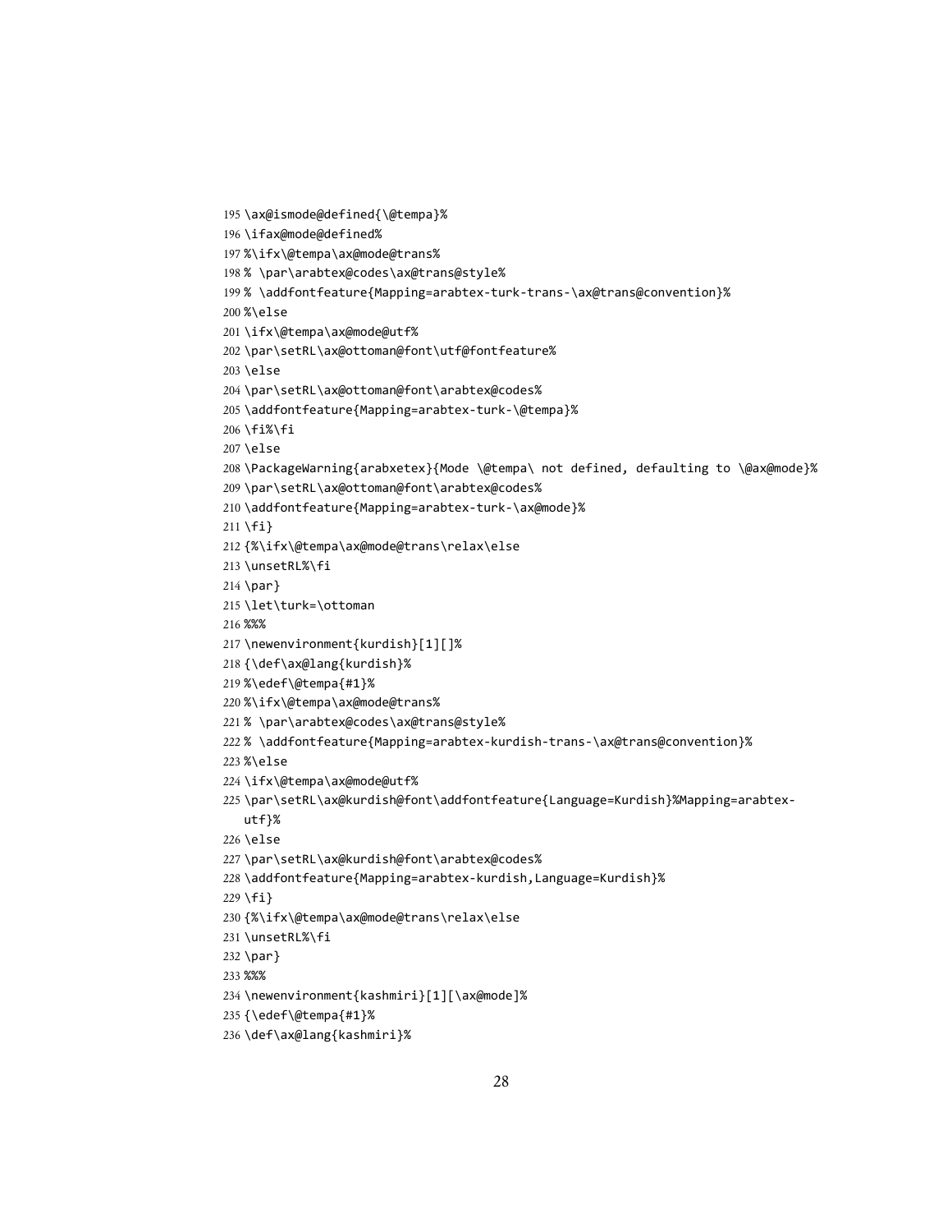```
195 \ax@ismode@defined{\@tempa}%
196 \ifax@mode@defined%
197 %\ifx\@tempa\ax@mode@trans%
198 % \par\arabtex@codes\ax@trans@style%
199 % \addfontfeature{Mapping=arabtex-turk-trans-\ax@trans@convention}%
200 %\else
201 \ifx\@tempa\ax@mode@utf%
202 \par\setRL\ax@ottoman@font\utf@fontfeature%
203 \else
204 \par\setRL\ax@ottoman@font\arabtex@codes%
205 \addfontfeature{Mapping=arabtex-turk-\@tempa}%
206 \fi%\fi
207 \else
208 \PackageWarning{arabxetex}{Mode \@tempa\ not defined, defaulting to \@ax@mode}%
209 \par\setRL\ax@ottoman@font\arabtex@codes%
210 \addfontfeature{Mapping=arabtex-turk-\ax@mode}%
211 \fi}
212 {%\ifx\@tempa\ax@mode@trans\relax\else
213 \unsetRL%\fi
214 \par}
215 \let\turk=\ottoman
216 %%%
217 \newenvironment{kurdish}[1][]%
218 {\def\ax@lang{kurdish}%
219 %\edef\@tempa{#1}%
220 %\ifx\@tempa\ax@mode@trans%
221 % \par\arabtex@codes\ax@trans@style%
222 % \addfontfeature{Mapping=arabtex-kurdish-trans-\ax@trans@convention}%
223 %\else
224 \ifx\@tempa\ax@mode@utf%
225 \par\setRL\ax@kurdish@font\addfontfeature{Language=Kurdish}%Mapping=arabtex-
    utf}%
226 \else
227 \par\setRL\ax@kurdish@font\arabtex@codes%
228 \addfontfeature{Mapping=arabtex-kurdish,Language=Kurdish}%
229 \fi}
230 {%\ifx\@tempa\ax@mode@trans\relax\else
231 \unsetRL%\fi
232 \par}
233 %%%
234 \newenvironment{kashmiri}[1][\ax@mode]%
235 {\edef\@tempa{#1}%
236 \def\ax@lang{kashmiri}%
```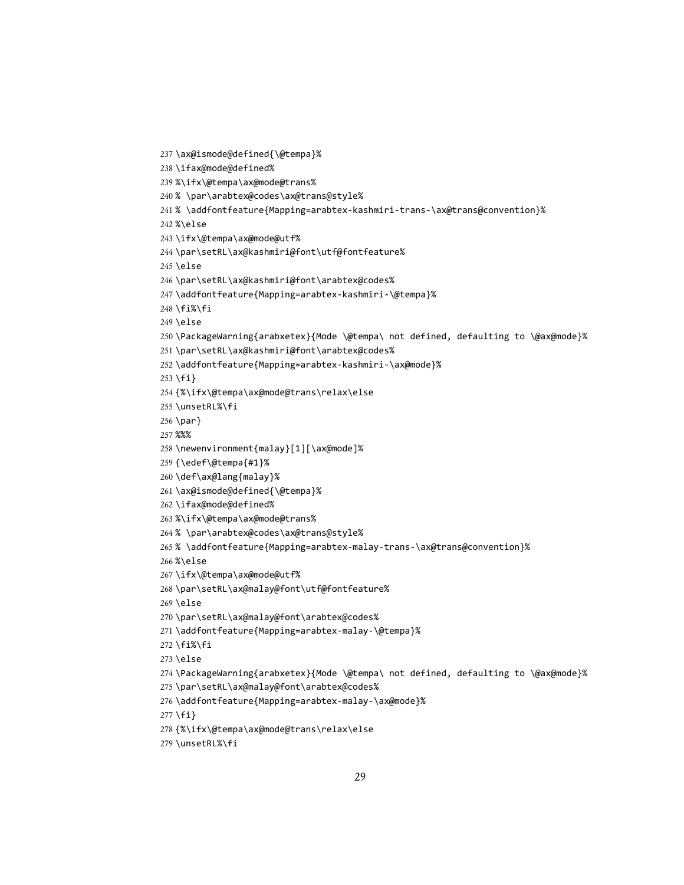```
237 \ax@ismode@defined{\@tempa}%
238 \ifax@mode@defined%
239 %\ifx\@tempa\ax@mode@trans%
240 % \par\arabtex@codes\ax@trans@style%
241 % \addfontfeature{Mapping=arabtex-kashmiri-trans-\ax@trans@convention}%
242 %\else
243 \ifx\@tempa\ax@mode@utf%
244 \par\setRL\ax@kashmiri@font\utf@fontfeature%
245 \else
246 \par\setRL\ax@kashmiri@font\arabtex@codes%
247 \addfontfeature{Mapping=arabtex-kashmiri-\@tempa}%
248 \fi%\fi
249 \else
250 \PackageWarning{arabxetex}{Mode \@tempa\ not defined, defaulting to \@ax@mode}%
251 \par\setRL\ax@kashmiri@font\arabtex@codes%
252 \addfontfeature{Mapping=arabtex-kashmiri-\ax@mode}%
253 \fi}
254 {%\ifx\@tempa\ax@mode@trans\relax\else
255 \unsetRL%\fi
256 \par}
257 %%%
258 \newenvironment{malay}[1][\ax@mode]%
259 {\edef\@tempa{#1}%
260 \def\ax@lang{malay}%
261 \ax@ismode@defined{\@tempa}%
262 \ifax@mode@defined%
263 %\ifx\@tempa\ax@mode@trans%
264 % \par\arabtex@codes\ax@trans@style%
265 % \addfontfeature{Mapping=arabtex-malay-trans-\ax@trans@convention}%
266 %\else
267 \ifx\@tempa\ax@mode@utf%
268 \par\setRL\ax@malay@font\utf@fontfeature%
269 \else
270 \par\setRL\ax@malay@font\arabtex@codes%
271 \addfontfeature{Mapping=arabtex-malay-\@tempa}%
272 \fi%\fi
273 \else
274 \PackageWarning{arabxetex}{Mode \@tempa\ not defined, defaulting to \@ax@mode}%
275 \par\setRL\ax@malay@font\arabtex@codes%
276 \addfontfeature{Mapping=arabtex-malay-\ax@mode}%
277 \fi}
278 {%\ifx\@tempa\ax@mode@trans\relax\else
279 \unsetRL%\fi
```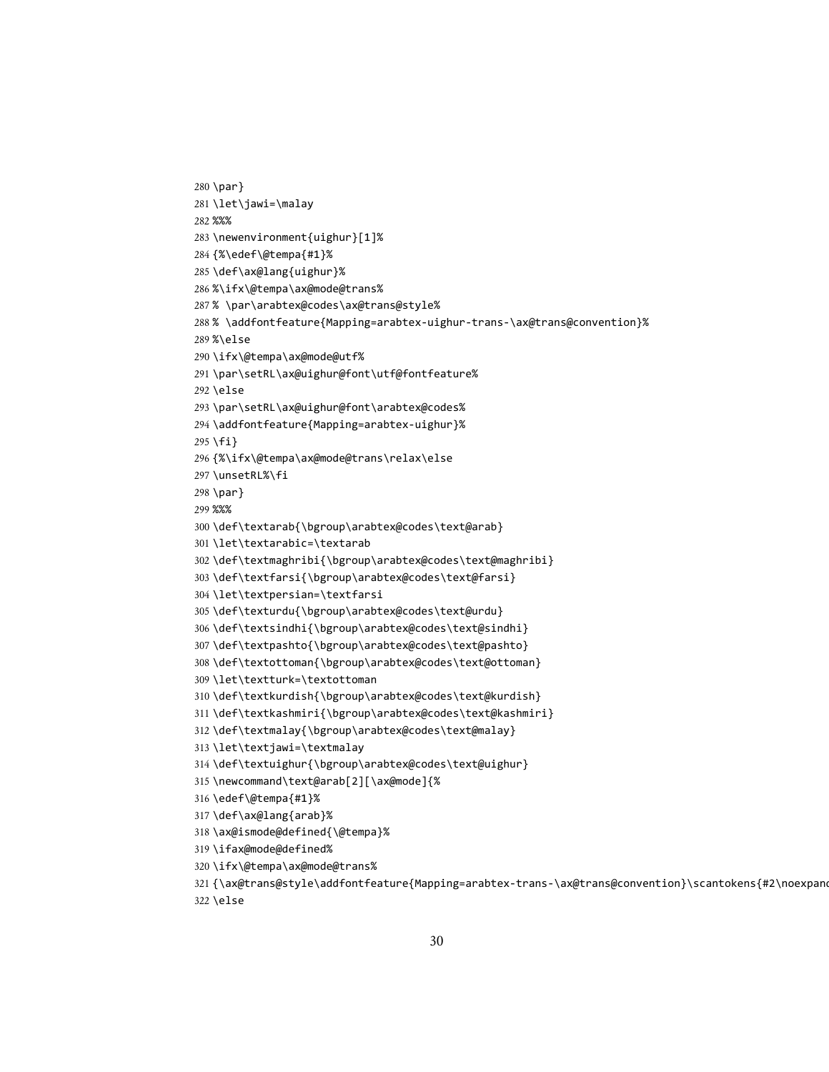```
280 \par}
281 \let\jawi=\malay
282 %%%
283 \newenvironment{uighur}[1]%
284 {%\edef\@tempa{#1}%
285 \def\ax@lang{uighur}%
286 %\ifx\@tempa\ax@mode@trans%
287 % \par\arabtex@codes\ax@trans@style%
288 % \addfontfeature{Mapping=arabtex-uighur-trans-\ax@trans@convention}%
289 %\else
290 \ifx\@tempa\ax@mode@utf%
291 \par\setRL\ax@uighur@font\utf@fontfeature%
292 \else
293 \par\setRL\ax@uighur@font\arabtex@codes%
294 \addfontfeature{Mapping=arabtex-uighur}%
295 \fi}
296 {%\ifx\@tempa\ax@mode@trans\relax\else
297 \unsetRL%\fi
298 \par}
299 %%%
300 \def\textarab{\bgroup\arabtex@codes\text@arab}
301 \let\textarabic=\textarab
302 \def\textmaghribi{\bgroup\arabtex@codes\text@maghribi}
303 \def\textfarsi{\bgroup\arabtex@codes\text@farsi}
304 \let\textpersian=\textfarsi
305 \def\texturdu{\bgroup\arabtex@codes\text@urdu}
306 \def\textsindhi{\bgroup\arabtex@codes\text@sindhi}
307 \def\textpashto{\bgroup\arabtex@codes\text@pashto}
308 \def\textottoman{\bgroup\arabtex@codes\text@ottoman}
309 \let\textturk=\textottoman
310 \def\textkurdish{\bgroup\arabtex@codes\text@kurdish}
311 \def\textkashmiri{\bgroup\arabtex@codes\text@kashmiri}
312 \def\textmalay{\bgroup\arabtex@codes\text@malay}
313 \let\textjawi=\textmalay
314 \def\textuighur{\bgroup\arabtex@codes\text@uighur}
315 \newcommand\text@arab[2][\ax@mode]{%
316 \edef\@tempa{#1}%
317 \def\ax@lang{arab}%
318 \ax@ismode@defined{\@tempa}%
319 \ifax@mode@defined%
320 \ifx\@tempa\ax@mode@trans%
321 {\ax@trans@style\addfontfeature{Mapping=arabtex-trans-\ax@trans@convention}\scantokens{#2\noexpand
322 \else
```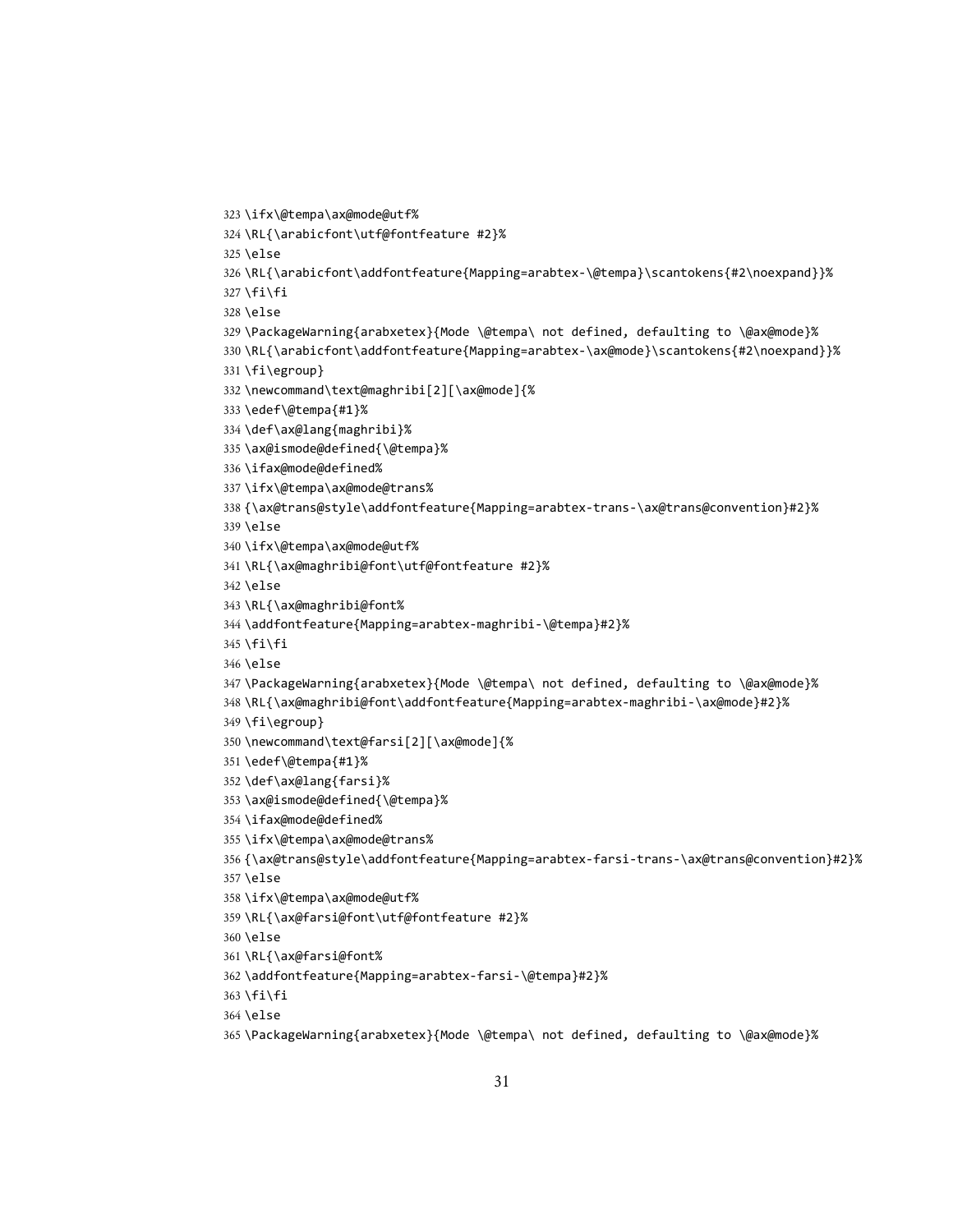```
323 \ifx\@tempa\ax@mode@utf%
324 \RL{\arabicfont\utf@fontfeature #2}%
325 \else
326 \RL{\arabicfont\addfontfeature{Mapping=arabtex-\@tempa}\scantokens{#2\noexpand}}%
327 \fi\fi
328 \else
329 \PackageWarning{arabxetex}{Mode \@tempa\ not defined, defaulting to \@ax@mode}%
330 \RL{\arabicfont\addfontfeature{Mapping=arabtex-\ax@mode}\scantokens{#2\noexpand}}%
331 \fi\egroup}
332 \newcommand\text@maghribi[2][\ax@mode]{%
333 \edef\@tempa{#1}%
334 \def\ax@lang{maghribi}%
335 \ax@ismode@defined{\@tempa}%
336 \ifax@mode@defined%
337 \ifx\@tempa\ax@mode@trans%
338 {\ax@trans@style\addfontfeature{Mapping=arabtex-trans-\ax@trans@convention}#2}%
339 \else
340 \ifx\@tempa\ax@mode@utf%
341 \RL{\ax@maghribi@font\utf@fontfeature #2}%
342 \else
343 \RL{\ax@maghribi@font%
344 \addfontfeature{Mapping=arabtex-maghribi-\@tempa}#2}%
345 \fi\fi
346 \else
347 \PackageWarning{arabxetex}{Mode \@tempa\ not defined, defaulting to \@ax@mode}%
348 \RL{\ax@maghribi@font\addfontfeature{Mapping=arabtex-maghribi-\ax@mode}#2}%
349 \fi\egroup}
350 \newcommand\text@farsi[2][\ax@mode]{%
351 \edef\@tempa{#1}%
352 \def\ax@lang{farsi}%
353 \ax@ismode@defined{\@tempa}%
354 \ifax@mode@defined%
355 \ifx\@tempa\ax@mode@trans%
356 {\ax@trans@style\addfontfeature{Mapping=arabtex-farsi-trans-\ax@trans@convention}#2}%
357 \else
358 \ifx\@tempa\ax@mode@utf%
359 \RL{\ax@farsi@font\utf@fontfeature #2}%
360 \else
361 \RL{\ax@farsi@font%
362 \addfontfeature{Mapping=arabtex-farsi-\@tempa}#2}%
363 \fi\fi
364 \else
365 \PackageWarning{arabxetex}{Mode \@tempa\ not defined, defaulting to \@ax@mode}%
```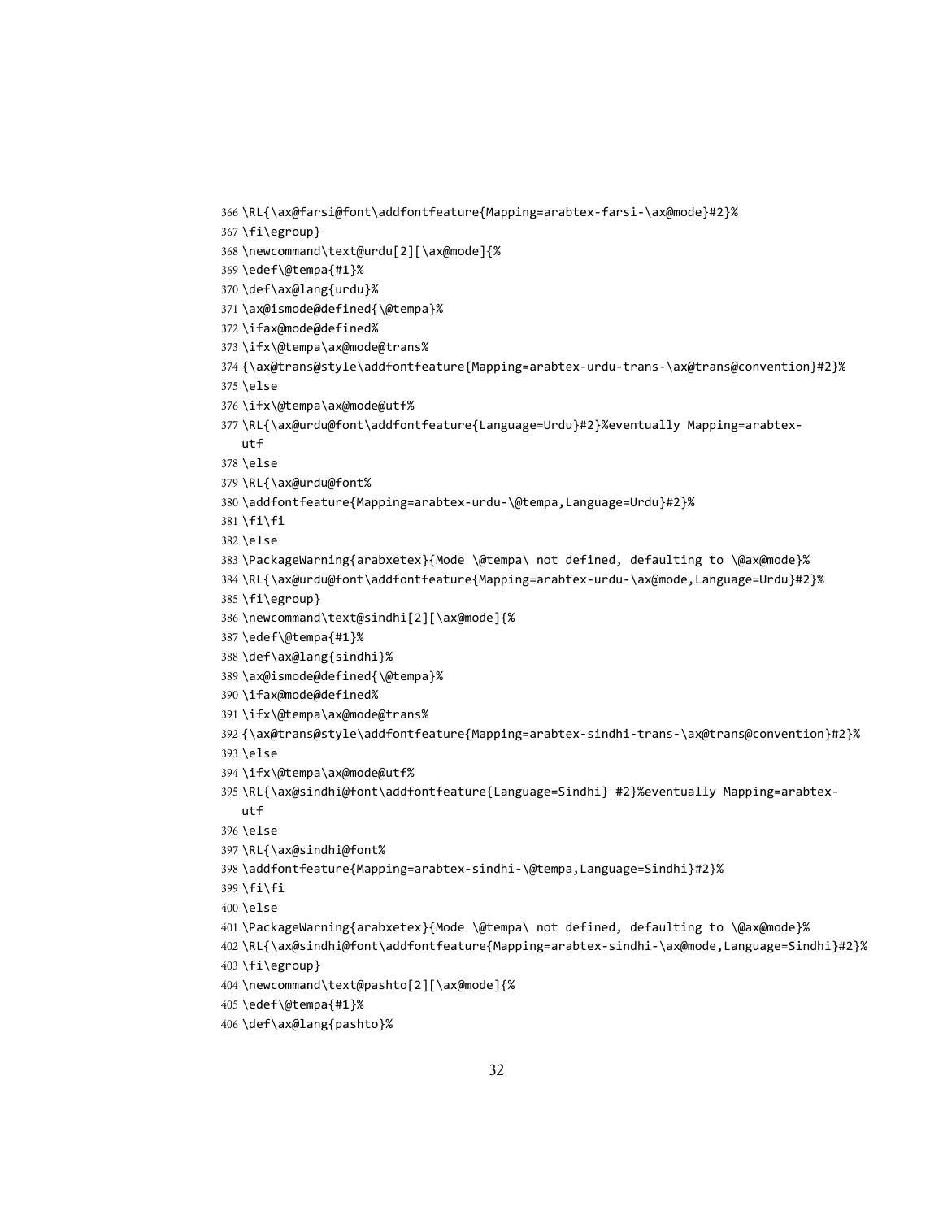```
366 \RL{\ax@farsi@font\addfontfeature{Mapping=arabtex-farsi-\ax@mode}#2}%
367 \fi\egroup}
368 \newcommand\text@urdu[2][\ax@mode]{%
369 \edef\@tempa{#1}%
370 \def\ax@lang{urdu}%
371 \ax@ismode@defined{\@tempa}%
372 \ifax@mode@defined%
373 \ifx\@tempa\ax@mode@trans%
374 {\ax@trans@style\addfontfeature{Mapping=arabtex-urdu-trans-\ax@trans@convention}#2}%
375 \else
376 \ifx\@tempa\ax@mode@utf%
377 \RL{\ax@urdu@font\addfontfeature{Language=Urdu}#2}%eventually Mapping=arabtex-
    utf
378 \else
379 \RL{\ax@urdu@font%
380 \addfontfeature{Mapping=arabtex-urdu-\@tempa,Language=Urdu}#2}%
381 \fi\fi
382 \else
383 \PackageWarning{arabxetex}{Mode \@tempa\ not defined, defaulting to \@ax@mode}%
384 \RL{\ax@urdu@font\addfontfeature{Mapping=arabtex-urdu-\ax@mode,Language=Urdu}#2}%
385 \fi\egroup}
386 \newcommand\text@sindhi[2][\ax@mode]{%
387 \edef\@tempa{#1}%
388 \def\ax@lang{sindhi}%
389 \ax@ismode@defined{\@tempa}%
390 \ifax@mode@defined%
391 \ifx\@tempa\ax@mode@trans%
392 {\ax@trans@style\addfontfeature{Mapping=arabtex-sindhi-trans-\ax@trans@convention}#2}%
393 \else
394 \ifx\@tempa\ax@mode@utf%
395 \RL{\ax@sindhi@font\addfontfeature{Language=Sindhi} #2}%eventually Mapping=arabtex-
    utf
396 \else
397 \RL{\ax@sindhi@font%
398 \addfontfeature{Mapping=arabtex-sindhi-\@tempa,Language=Sindhi}#2}%
399 \fi\fi
400 \else
401 \PackageWarning{arabxetex}{Mode \@tempa\ not defined, defaulting to \@ax@mode}%
402 \RL{\ax@sindhi@font\addfontfeature{Mapping=arabtex-sindhi-\ax@mode,Language=Sindhi}#2}%
403 \fi\egroup}
404 \newcommand\text@pashto[2][\ax@mode]{%
405 \edef\@tempa{#1}%
406 \def\ax@lang{pashto}%
```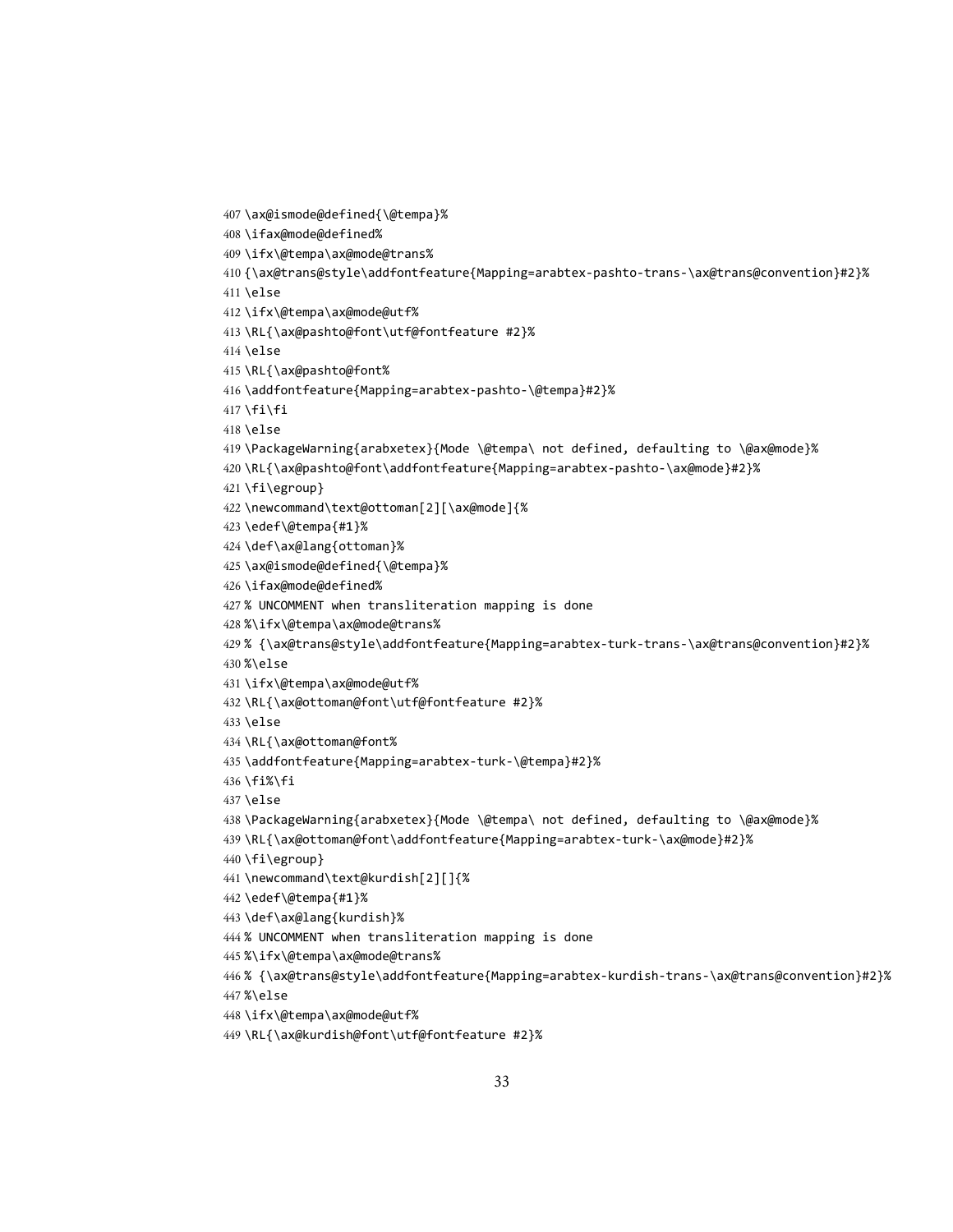```
407 \ax@ismode@defined{\@tempa}%
408 \ifax@mode@defined%
409 \ifx\@tempa\ax@mode@trans%
410 {\ax@trans@style\addfontfeature{Mapping=arabtex-pashto-trans-\ax@trans@convention}#2}%
411 \else
412 \ifx\@tempa\ax@mode@utf%
413 \RL{\ax@pashto@font\utf@fontfeature #2}%
414 \else
415 \RL{\ax@pashto@font%
416 \addfontfeature{Mapping=arabtex-pashto-\@tempa}#2}%
417 \fi\fi
418 \else
419 \PackageWarning{arabxetex}{Mode \@tempa\ not defined, defaulting to \@ax@mode}%
420 \RL{\ax@pashto@font\addfontfeature{Mapping=arabtex-pashto-\ax@mode}#2}%
421 \fi\egroup}
422 \newcommand\text@ottoman[2][\ax@mode]{%
423 \edef\@tempa{#1}%
424 \def\ax@lang{ottoman}%
425 \ax@ismode@defined{\@tempa}%
426 \ifax@mode@defined%
427 % UNCOMMENT when transliteration mapping is done
428 %\ifx\@tempa\ax@mode@trans%
429 % {\ax@trans@style\addfontfeature{Mapping=arabtex-turk-trans-\ax@trans@convention}#2}%
430 %\else
431 \ifx\@tempa\ax@mode@utf%
432 \RL{\ax@ottoman@font\utf@fontfeature #2}%
433 \else
434 \RL{\ax@ottoman@font%
435 \addfontfeature{Mapping=arabtex-turk-\@tempa}#2}%
436 \fi%\fi
437 \else
438 \PackageWarning{arabxetex}{Mode \@tempa\ not defined, defaulting to \@ax@mode}%
439 \RL{\ax@ottoman@font\addfontfeature{Mapping=arabtex-turk-\ax@mode}#2}%
440 \fi\egroup}
441 \newcommand\text@kurdish[2][]{%
442 \edef\@tempa{#1}%
443 \def\ax@lang{kurdish}%
444 % UNCOMMENT when transliteration mapping is done
445 %\ifx\@tempa\ax@mode@trans%
446 % {\ax@trans@style\addfontfeature{Mapping=arabtex-kurdish-trans-\ax@trans@convention}#2}%
447 %\else
448 \ifx\@tempa\ax@mode@utf%
449 \RL{\ax@kurdish@font\utf@fontfeature #2}%
```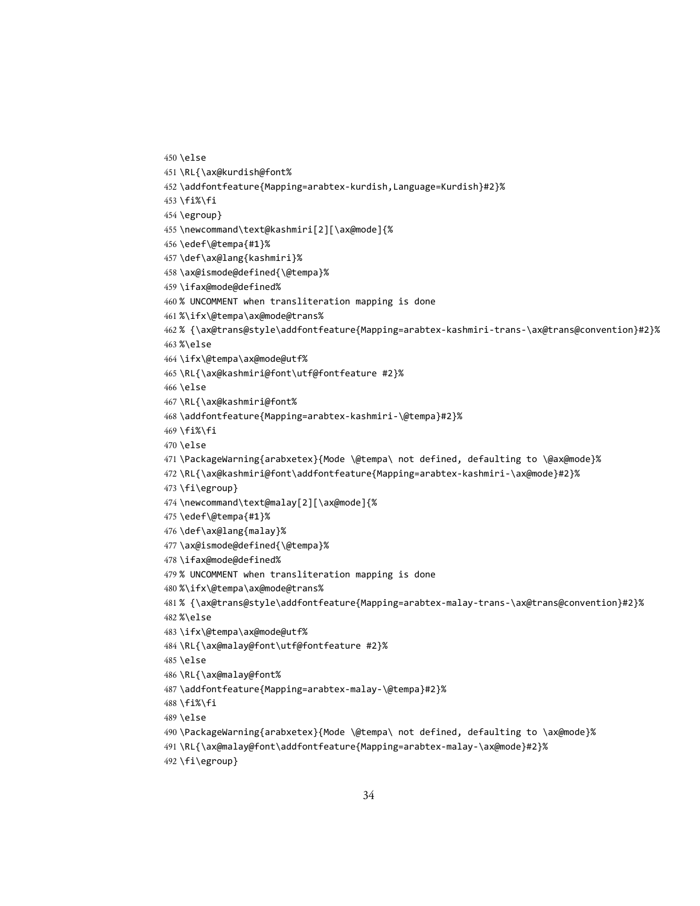```
450 \else
451 \RL{\ax@kurdish@font%
452 \addfontfeature{Mapping=arabtex-kurdish,Language=Kurdish}#2}%
453 \fi%\fi
454 \egroup}
455 \newcommand\text@kashmiri[2][\ax@mode]{%
456 \edef\@tempa{#1}%
457 \def\ax@lang{kashmiri}%
458 \ax@ismode@defined{\@tempa}%
459 \ifax@mode@defined%
460 % UNCOMMENT when transliteration mapping is done
461 %\ifx\@tempa\ax@mode@trans%
462 % {\ax@trans@style\addfontfeature{Mapping=arabtex-kashmiri-trans-\ax@trans@convention}#2}%
463 %\else
464 \ifx\@tempa\ax@mode@utf%
465 \RL{\ax@kashmiri@font\utf@fontfeature #2}%
466 \else
467 \RL{\ax@kashmiri@font%
468 \addfontfeature{Mapping=arabtex-kashmiri-\@tempa}#2}%
469 \fi%\fi
470 \else
471 \PackageWarning{arabxetex}{Mode \@tempa\ not defined, defaulting to \@ax@mode}%
472 \RL{\ax@kashmiri@font\addfontfeature{Mapping=arabtex-kashmiri-\ax@mode}#2}%
473 \fi\egroup}
474 \newcommand\text@malay[2][\ax@mode]{%
475 \edef\@tempa{#1}%
476 \def\ax@lang{malay}%
477 \ax@ismode@defined{\@tempa}%
478 \ifax@mode@defined%
479 % UNCOMMENT when transliteration mapping is done
480 %\ifx\@tempa\ax@mode@trans%
481 % {\ax@trans@style\addfontfeature{Mapping=arabtex-malay-trans-\ax@trans@convention}#2}%
482 %\else
483 \ifx\@tempa\ax@mode@utf%
484 \RL{\ax@malay@font\utf@fontfeature #2}%
485 \else
486 \RL{\ax@malay@font%
487 \addfontfeature{Mapping=arabtex-malay-\@tempa}#2}%
488 \fi%\fi
489 \else
490 \PackageWarning{arabxetex}{Mode \@tempa\ not defined, defaulting to \ax@mode}%
491 \RL{\ax@malay@font\addfontfeature{Mapping=arabtex-malay-\ax@mode}#2}%
492 \fi\egroup}
```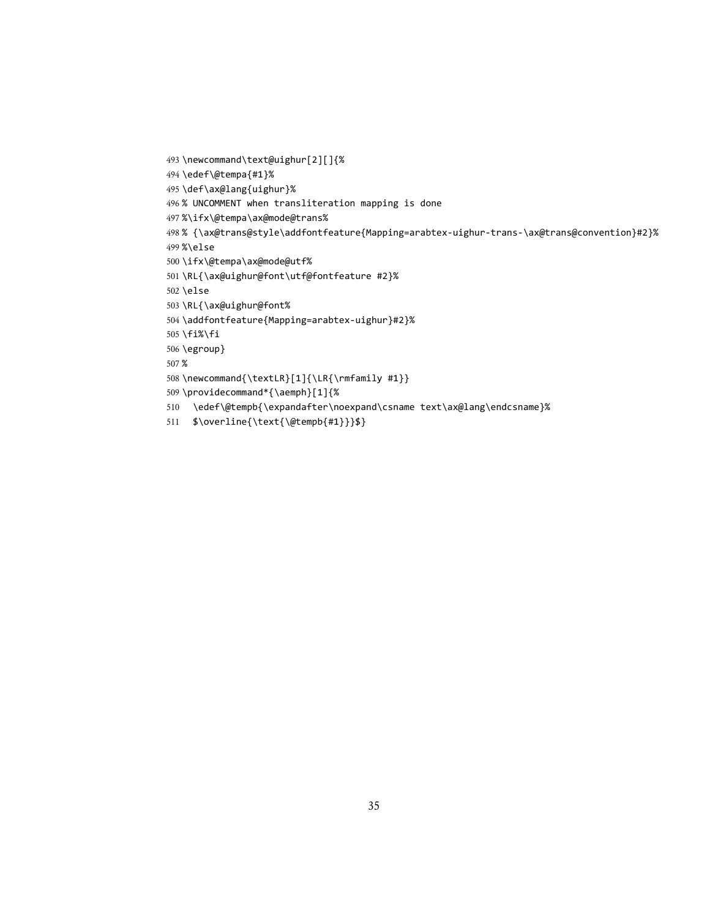```
493 \newcommand\text@uighur[2][]{%
494 \edef\@tempa{#1}%
495 \def\ax@lang{uighur}%
496 % UNCOMMENT when transliteration mapping is done
497 %\ifx\@tempa\ax@mode@trans%
498 % {\ax@trans@style\addfontfeature{Mapping=arabtex-uighur-trans-\ax@trans@convention}#2}%
499 %\else
500 \ifx\@tempa\ax@mode@utf%
501 \RL{\ax@uighur@font\utf@fontfeature #2}%
502 \else
503 \RL{\ax@uighur@font%
504 \addfontfeature{Mapping=arabtex-uighur}#2}%
505 \fi%\fi
506 \egroup}
507 %
508 \newcommand{\textLR}[1]{\LR{\rmfamily #1}}
509 \providecommand*{\aemph}[1]{%
510   \edef\@tempb{\expandafter\noexpand\csname text\ax@lang\endcsname}%
511   $\overline{\text{\@tempb{#1}}}$}
```